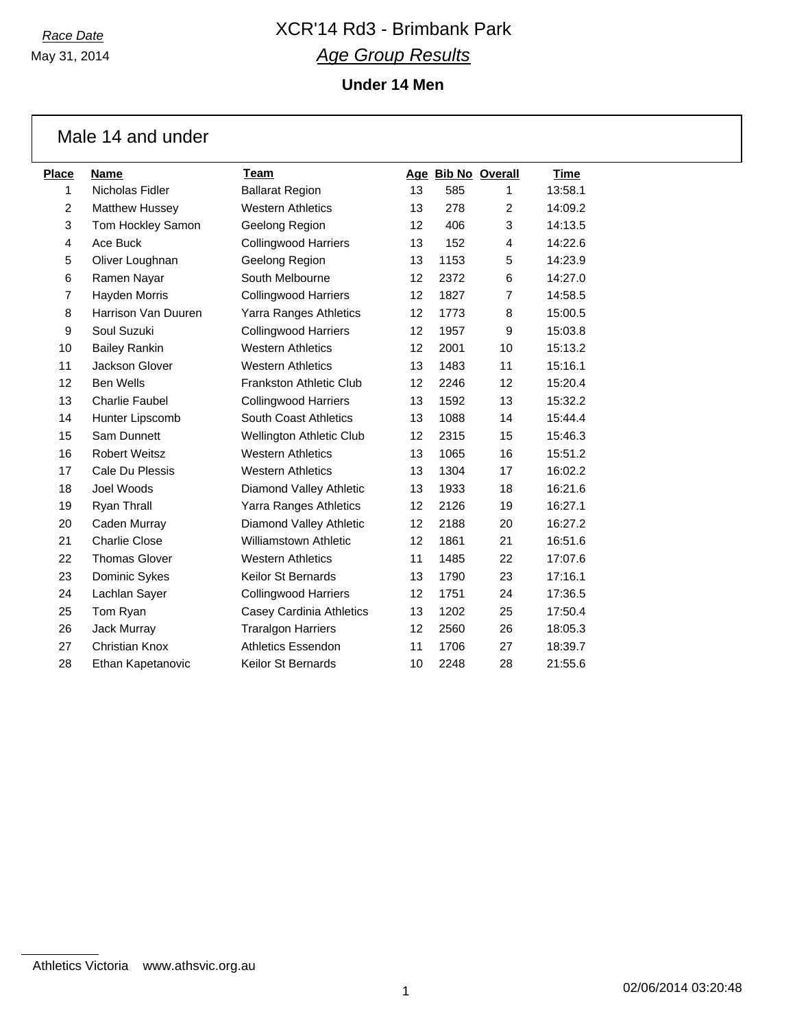*Race Date*

May 31, 2014

# XCR'14 Rd3 - Brimbank Park

## *Age Group Results*

### Under 14 Men

## Male 14 and under

| Place | Name | Team | Age | Bib No | Overall | Time |
|---|---|---|---|---|---|---|
| 1 | Nicholas Fidler | Ballarat Region | 13 | 585 | 1 | 13:58.1 |
| 2 | Matthew Hussey | Western Athletics | 13 | 278 | 2 | 14:09.2 |
| 3 | Tom Hockley Samon | Geelong Region | 12 | 406 | 3 | 14:13.5 |
| 4 | Ace Buck | Collingwood Harriers | 13 | 152 | 4 | 14:22.6 |
| 5 | Oliver Loughnan | Geelong Region | 13 | 1153 | 5 | 14:23.9 |
| 6 | Ramen Nayar | South Melbourne | 12 | 2372 | 6 | 14:27.0 |
| 7 | Hayden Morris | Collingwood Harriers | 12 | 1827 | 7 | 14:58.5 |
| 8 | Harrison Van Duuren | Yarra Ranges Athletics | 12 | 1773 | 8 | 15:00.5 |
| 9 | Soul Suzuki | Collingwood Harriers | 12 | 1957 | 9 | 15:03.8 |
| 10 | Bailey Rankin | Western Athletics | 12 | 2001 | 10 | 15:13.2 |
| 11 | Jackson Glover | Western Athletics | 13 | 1483 | 11 | 15:16.1 |
| 12 | Ben Wells | Frankston Athletic Club | 12 | 2246 | 12 | 15:20.4 |
| 13 | Charlie Faubel | Collingwood Harriers | 13 | 1592 | 13 | 15:32.2 |
| 14 | Hunter Lipscomb | South Coast Athletics | 13 | 1088 | 14 | 15:44.4 |
| 15 | Sam Dunnett | Wellington Athletic Club | 12 | 2315 | 15 | 15:46.3 |
| 16 | Robert Weitsz | Western Athletics | 13 | 1065 | 16 | 15:51.2 |
| 17 | Cale Du Plessis | Western Athletics | 13 | 1304 | 17 | 16:02.2 |
| 18 | Joel Woods | Diamond Valley Athletic | 13 | 1933 | 18 | 16:21.6 |
| 19 | Ryan Thrall | Yarra Ranges Athletics | 12 | 2126 | 19 | 16:27.1 |
| 20 | Caden Murray | Diamond Valley Athletic | 12 | 2188 | 20 | 16:27.2 |
| 21 | Charlie Close | Williamstown Athletic | 12 | 1861 | 21 | 16:51.6 |
| 22 | Thomas Glover | Western Athletics | 11 | 1485 | 22 | 17:07.6 |
| 23 | Dominic Sykes | Keilor St Bernards | 13 | 1790 | 23 | 17:16.1 |
| 24 | Lachlan Sayer | Collingwood Harriers | 12 | 1751 | 24 | 17:36.5 |
| 25 | Tom Ryan | Casey Cardinia Athletics | 13 | 1202 | 25 | 17:50.4 |
| 26 | Jack Murray | Traralgon Harriers | 12 | 2560 | 26 | 18:05.3 |
| 27 | Christian Knox | Athletics Essendon | 11 | 1706 | 27 | 18:39.7 |
| 28 | Ethan Kapetanovic | Keilor St Bernards | 10 | 2248 | 28 | 21:55.6 |

Athletics Victoria www.athsvic.org.au

02/06/2014 03:20:48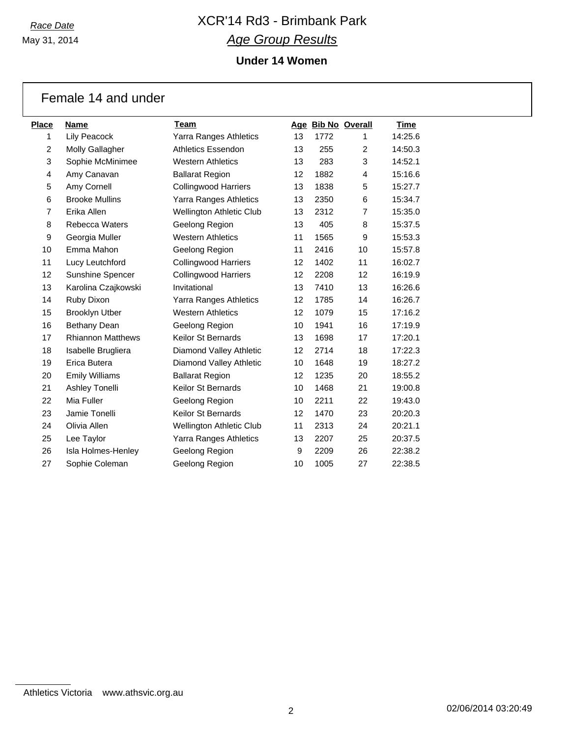*Race Date*

May 31, 2014

# XCR'14 Rd3 - Brimbank Park

## *Age Group Results*

### Under 14 Women

## Female 14 and under

| Place | Name | Team | Age | Bib No | Overall | Time |
|---|---|---|---|---|---|---|
| 1 | Lily Peacock | Yarra Ranges Athletics | 13 | 1772 | 1 | 14:25.6 |
| 2 | Molly Gallagher | Athletics Essendon | 13 | 255 | 2 | 14:50.3 |
| 3 | Sophie McMinimee | Western Athletics | 13 | 283 | 3 | 14:52.1 |
| 4 | Amy Canavan | Ballarat Region | 12 | 1882 | 4 | 15:16.6 |
| 5 | Amy Cornell | Collingwood Harriers | 13 | 1838 | 5 | 15:27.7 |
| 6 | Brooke Mullins | Yarra Ranges Athletics | 13 | 2350 | 6 | 15:34.7 |
| 7 | Erika Allen | Wellington Athletic Club | 13 | 2312 | 7 | 15:35.0 |
| 8 | Rebecca Waters | Geelong Region | 13 | 405 | 8 | 15:37.5 |
| 9 | Georgia Muller | Western Athletics | 11 | 1565 | 9 | 15:53.3 |
| 10 | Emma Mahon | Geelong Region | 11 | 2416 | 10 | 15:57.8 |
| 11 | Lucy Leutchford | Collingwood Harriers | 12 | 1402 | 11 | 16:02.7 |
| 12 | Sunshine Spencer | Collingwood Harriers | 12 | 2208 | 12 | 16:19.9 |
| 13 | Karolina Czajkowski | Invitational | 13 | 7410 | 13 | 16:26.6 |
| 14 | Ruby Dixon | Yarra Ranges Athletics | 12 | 1785 | 14 | 16:26.7 |
| 15 | Brooklyn Utber | Western Athletics | 12 | 1079 | 15 | 17:16.2 |
| 16 | Bethany Dean | Geelong Region | 10 | 1941 | 16 | 17:19.9 |
| 17 | Rhiannon Matthews | Keilor St Bernards | 13 | 1698 | 17 | 17:20.1 |
| 18 | Isabelle Brugliera | Diamond Valley Athletic | 12 | 2714 | 18 | 17:22.3 |
| 19 | Erica Butera | Diamond Valley Athletic | 10 | 1648 | 19 | 18:27.2 |
| 20 | Emily Williams | Ballarat Region | 12 | 1235 | 20 | 18:55.2 |
| 21 | Ashley Tonelli | Keilor St Bernards | 10 | 1468 | 21 | 19:00.8 |
| 22 | Mia Fuller | Geelong Region | 10 | 2211 | 22 | 19:43.0 |
| 23 | Jamie Tonelli | Keilor St Bernards | 12 | 1470 | 23 | 20:20.3 |
| 24 | Olivia Allen | Wellington Athletic Club | 11 | 2313 | 24 | 20:21.1 |
| 25 | Lee Taylor | Yarra Ranges Athletics | 13 | 2207 | 25 | 20:37.5 |
| 26 | Isla Holmes-Henley | Geelong Region | 9 | 2209 | 26 | 22:38.2 |
| 27 | Sophie Coleman | Geelong Region | 10 | 1005 | 27 | 22:38.5 |

Athletics Victoria www.athsvic.org.au

02/06/2014 03:20:49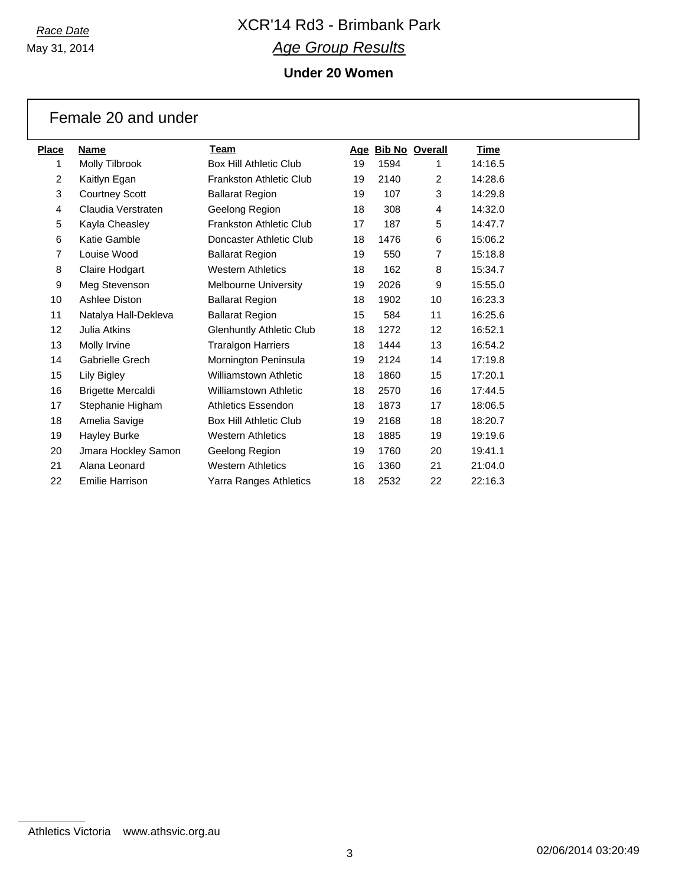*Race Date*

May 31, 2014

# XCR'14 Rd3 - Brimbank Park

## *Age Group Results*

### Under 20 Women

## Female 20 and under

| Place | Name | Team | Age | Bib No | Overall | Time |
|---|---|---|---|---|---|---|
| 1 | Molly Tilbrook | Box Hill Athletic Club | 19 | 1594 | 1 | 14:16.5 |
| 2 | Kaitlyn Egan | Frankston Athletic Club | 19 | 2140 | 2 | 14:28.6 |
| 3 | Courtney Scott | Ballarat Region | 19 | 107 | 3 | 14:29.8 |
| 4 | Claudia Verstraten | Geelong Region | 18 | 308 | 4 | 14:32.0 |
| 5 | Kayla Cheasley | Frankston Athletic Club | 17 | 187 | 5 | 14:47.7 |
| 6 | Katie Gamble | Doncaster Athletic Club | 18 | 1476 | 6 | 15:06.2 |
| 7 | Louise Wood | Ballarat Region | 19 | 550 | 7 | 15:18.8 |
| 8 | Claire Hodgart | Western Athletics | 18 | 162 | 8 | 15:34.7 |
| 9 | Meg Stevenson | Melbourne University | 19 | 2026 | 9 | 15:55.0 |
| 10 | Ashlee Diston | Ballarat Region | 18 | 1902 | 10 | 16:23.3 |
| 11 | Natalya Hall-Dekleva | Ballarat Region | 15 | 584 | 11 | 16:25.6 |
| 12 | Julia Atkins | Glenhuntly Athletic Club | 18 | 1272 | 12 | 16:52.1 |
| 13 | Molly Irvine | Traralgon Harriers | 18 | 1444 | 13 | 16:54.2 |
| 14 | Gabrielle Grech | Mornington Peninsula | 19 | 2124 | 14 | 17:19.8 |
| 15 | Lily Bigley | Williamstown Athletic | 18 | 1860 | 15 | 17:20.1 |
| 16 | Brigette Mercaldi | Williamstown Athletic | 18 | 2570 | 16 | 17:44.5 |
| 17 | Stephanie Higham | Athletics Essendon | 18 | 1873 | 17 | 18:06.5 |
| 18 | Amelia Savige | Box Hill Athletic Club | 19 | 2168 | 18 | 18:20.7 |
| 19 | Hayley Burke | Western Athletics | 18 | 1885 | 19 | 19:19.6 |
| 20 | Jmara Hockley Samon | Geelong Region | 19 | 1760 | 20 | 19:41.1 |
| 21 | Alana Leonard | Western Athletics | 16 | 1360 | 21 | 21:04.0 |
| 22 | Emilie Harrison | Yarra Ranges Athletics | 18 | 2532 | 22 | 22:16.3 |

Athletics Victoria www.athsvic.org.au

02/06/2014 03:20:49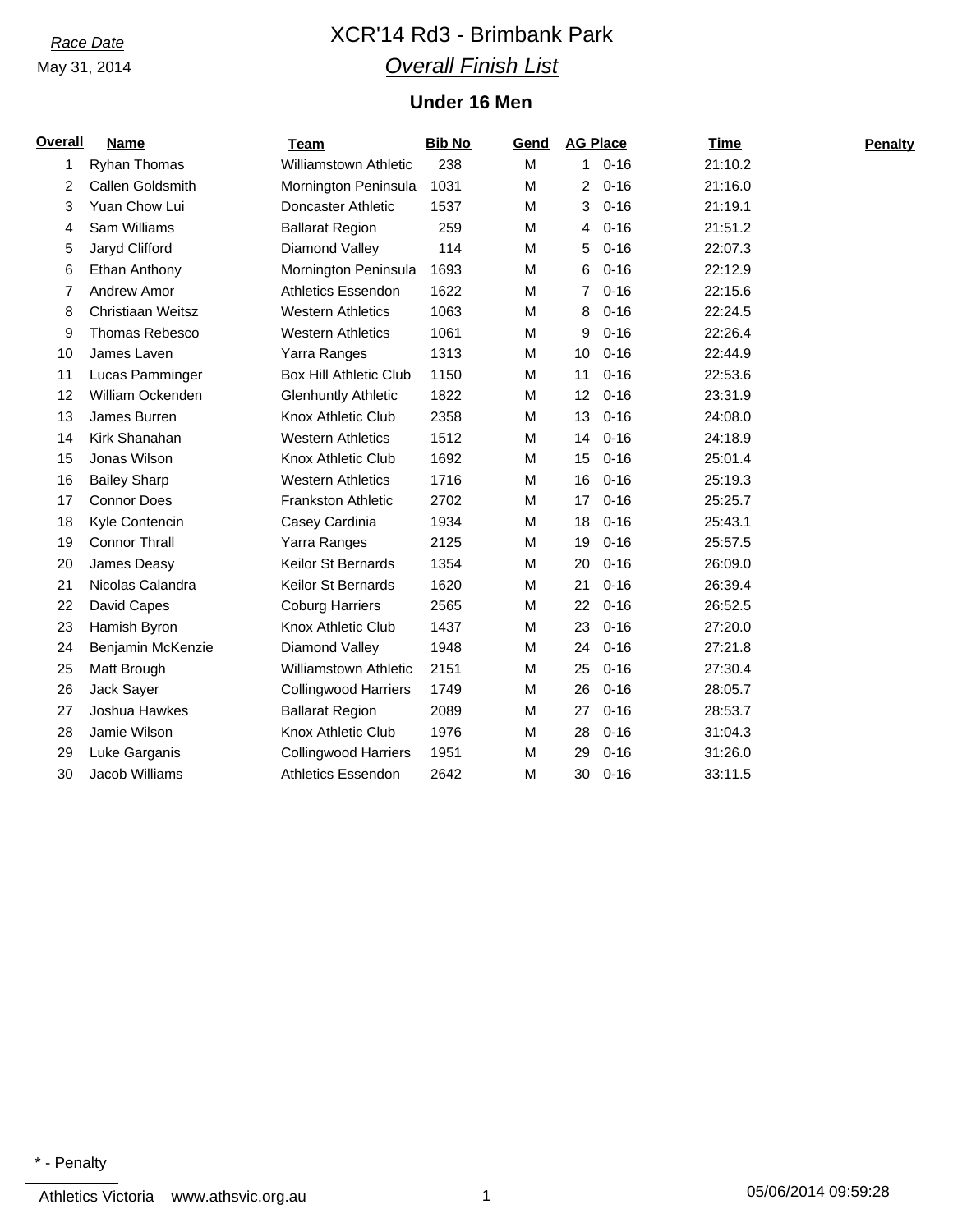*Race Date*

May 31, 2014

# XCR'14 Rd3 - Brimbank Park

## *Overall Finish List*

### Under 16 Men

| Overall | Name | Team | Bib No | Gend | AG Place | | Time | Penalty |
|---|---|---|---|---|---|---|---|---|
| 1 | Ryhan Thomas | Williamstown Athletic | 238 | M | 1 | 0-16 | 21:10.2 | |
| 2 | Callen Goldsmith | Mornington Peninsula | 1031 | M | 2 | 0-16 | 21:16.0 | |
| 3 | Yuan Chow Lui | Doncaster Athletic | 1537 | M | 3 | 0-16 | 21:19.1 | |
| 4 | Sam Williams | Ballarat Region | 259 | M | 4 | 0-16 | 21:51.2 | |
| 5 | Jaryd Clifford | Diamond Valley | 114 | M | 5 | 0-16 | 22:07.3 | |
| 6 | Ethan Anthony | Mornington Peninsula | 1693 | M | 6 | 0-16 | 22:12.9 | |
| 7 | Andrew Amor | Athletics Essendon | 1622 | M | 7 | 0-16 | 22:15.6 | |
| 8 | Christiaan Weitsz | Western Athletics | 1063 | M | 8 | 0-16 | 22:24.5 | |
| 9 | Thomas Rebesco | Western Athletics | 1061 | M | 9 | 0-16 | 22:26.4 | |
| 10 | James Laven | Yarra Ranges | 1313 | M | 10 | 0-16 | 22:44.9 | |
| 11 | Lucas Pamminger | Box Hill Athletic Club | 1150 | M | 11 | 0-16 | 22:53.6 | |
| 12 | William Ockenden | Glenhuntly Athletic | 1822 | M | 12 | 0-16 | 23:31.9 | |
| 13 | James Burren | Knox Athletic Club | 2358 | M | 13 | 0-16 | 24:08.0 | |
| 14 | Kirk Shanahan | Western Athletics | 1512 | M | 14 | 0-16 | 24:18.9 | |
| 15 | Jonas Wilson | Knox Athletic Club | 1692 | M | 15 | 0-16 | 25:01.4 | |
| 16 | Bailey Sharp | Western Athletics | 1716 | M | 16 | 0-16 | 25:19.3 | |
| 17 | Connor Does | Frankston Athletic | 2702 | M | 17 | 0-16 | 25:25.7 | |
| 18 | Kyle Contencin | Casey Cardinia | 1934 | M | 18 | 0-16 | 25:43.1 | |
| 19 | Connor Thrall | Yarra Ranges | 2125 | M | 19 | 0-16 | 25:57.5 | |
| 20 | James Deasy | Keilor St Bernards | 1354 | M | 20 | 0-16 | 26:09.0 | |
| 21 | Nicolas Calandra | Keilor St Bernards | 1620 | M | 21 | 0-16 | 26:39.4 | |
| 22 | David Capes | Coburg Harriers | 2565 | M | 22 | 0-16 | 26:52.5 | |
| 23 | Hamish Byron | Knox Athletic Club | 1437 | M | 23 | 0-16 | 27:20.0 | |
| 24 | Benjamin McKenzie | Diamond Valley | 1948 | M | 24 | 0-16 | 27:21.8 | |
| 25 | Matt Brough | Williamstown Athletic | 2151 | M | 25 | 0-16 | 27:30.4 | |
| 26 | Jack Sayer | Collingwood Harriers | 1749 | M | 26 | 0-16 | 28:05.7 | |
| 27 | Joshua Hawkes | Ballarat Region | 2089 | M | 27 | 0-16 | 28:53.7 | |
| 28 | Jamie Wilson | Knox Athletic Club | 1976 | M | 28 | 0-16 | 31:04.3 | |
| 29 | Luke Garganis | Collingwood Harriers | 1951 | M | 29 | 0-16 | 31:26.0 | |
| 30 | Jacob Williams | Athletics Essendon | 2642 | M | 30 | 0-16 | 33:11.5 | |

* - Penalty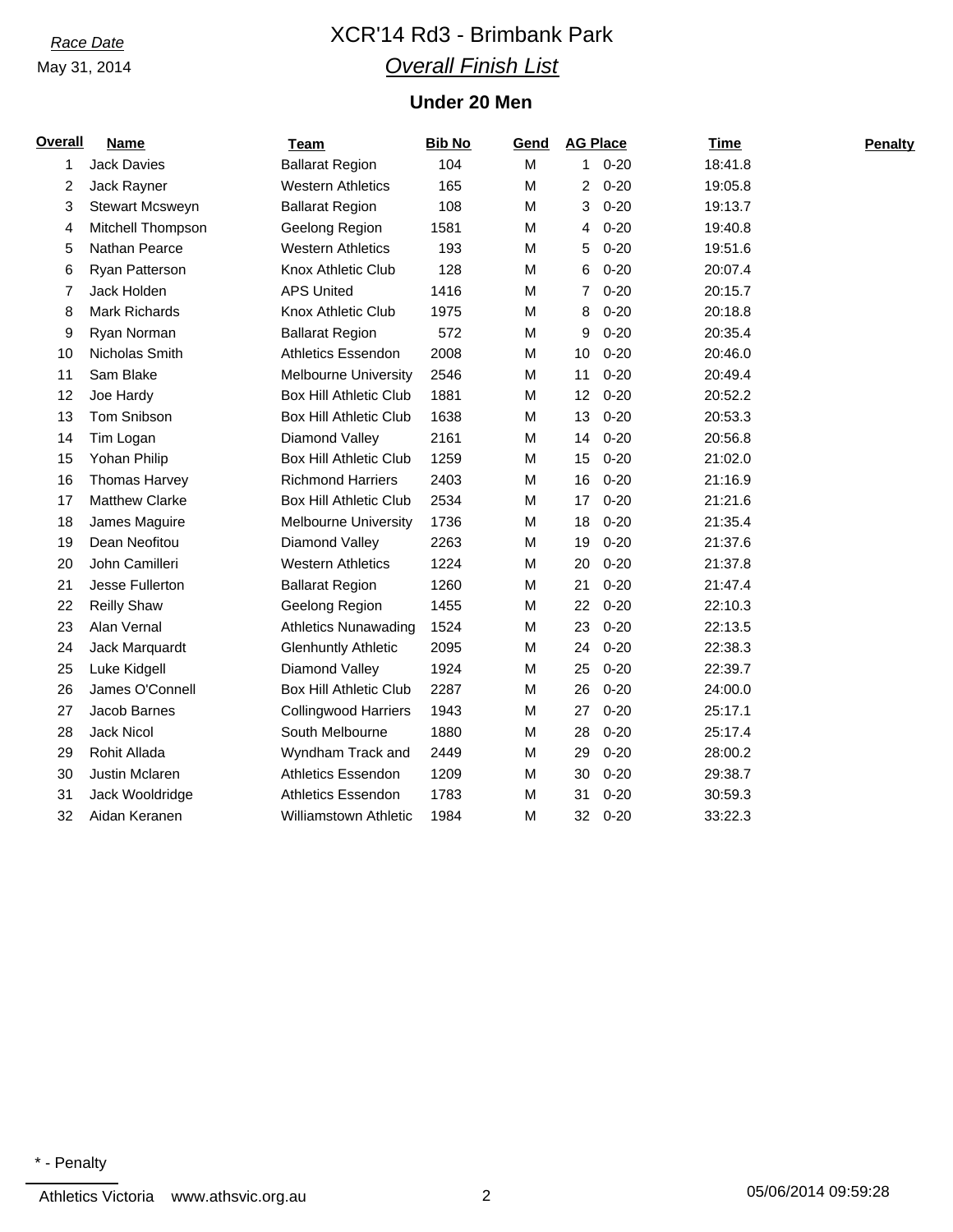*Race Date*

May 31, 2014

# XCR'14 Rd3 - Brimbank Park

## *Overall Finish List*

### Under 20 Men

| Overall | Name | Team | Bib No | Gend | AG Place | | Time | Penalty |
|---|---|---|---|---|---|---|---|---|
| 1 | Jack Davies | Ballarat Region | 104 | M | 1 | 0-20 | 18:41.8 | |
| 2 | Jack Rayner | Western Athletics | 165 | M | 2 | 0-20 | 19:05.8 | |
| 3 | Stewart Mcsweyn | Ballarat Region | 108 | M | 3 | 0-20 | 19:13.7 | |
| 4 | Mitchell Thompson | Geelong Region | 1581 | M | 4 | 0-20 | 19:40.8 | |
| 5 | Nathan Pearce | Western Athletics | 193 | M | 5 | 0-20 | 19:51.6 | |
| 6 | Ryan Patterson | Knox Athletic Club | 128 | M | 6 | 0-20 | 20:07.4 | |
| 7 | Jack Holden | APS United | 1416 | M | 7 | 0-20 | 20:15.7 | |
| 8 | Mark Richards | Knox Athletic Club | 1975 | M | 8 | 0-20 | 20:18.8 | |
| 9 | Ryan Norman | Ballarat Region | 572 | M | 9 | 0-20 | 20:35.4 | |
| 10 | Nicholas Smith | Athletics Essendon | 2008 | M | 10 | 0-20 | 20:46.0 | |
| 11 | Sam Blake | Melbourne University | 2546 | M | 11 | 0-20 | 20:49.4 | |
| 12 | Joe Hardy | Box Hill Athletic Club | 1881 | M | 12 | 0-20 | 20:52.2 | |
| 13 | Tom Snibson | Box Hill Athletic Club | 1638 | M | 13 | 0-20 | 20:53.3 | |
| 14 | Tim Logan | Diamond Valley | 2161 | M | 14 | 0-20 | 20:56.8 | |
| 15 | Yohan Philip | Box Hill Athletic Club | 1259 | M | 15 | 0-20 | 21:02.0 | |
| 16 | Thomas Harvey | Richmond Harriers | 2403 | M | 16 | 0-20 | 21:16.9 | |
| 17 | Matthew Clarke | Box Hill Athletic Club | 2534 | M | 17 | 0-20 | 21:21.6 | |
| 18 | James Maguire | Melbourne University | 1736 | M | 18 | 0-20 | 21:35.4 | |
| 19 | Dean Neofitou | Diamond Valley | 2263 | M | 19 | 0-20 | 21:37.6 | |
| 20 | John Camilleri | Western Athletics | 1224 | M | 20 | 0-20 | 21:37.8 | |
| 21 | Jesse Fullerton | Ballarat Region | 1260 | M | 21 | 0-20 | 21:47.4 | |
| 22 | Reilly Shaw | Geelong Region | 1455 | M | 22 | 0-20 | 22:10.3 | |
| 23 | Alan Vernal | Athletics Nunawading | 1524 | M | 23 | 0-20 | 22:13.5 | |
| 24 | Jack Marquardt | Glenhuntly Athletic | 2095 | M | 24 | 0-20 | 22:38.3 | |
| 25 | Luke Kidgell | Diamond Valley | 1924 | M | 25 | 0-20 | 22:39.7 | |
| 26 | James O'Connell | Box Hill Athletic Club | 2287 | M | 26 | 0-20 | 24:00.0 | |
| 27 | Jacob Barnes | Collingwood Harriers | 1943 | M | 27 | 0-20 | 25:17.1 | |
| 28 | Jack Nicol | South Melbourne | 1880 | M | 28 | 0-20 | 25:17.4 | |
| 29 | Rohit Allada | Wyndham Track and | 2449 | M | 29 | 0-20 | 28:00.2 | |
| 30 | Justin Mclaren | Athletics Essendon | 1209 | M | 30 | 0-20 | 29:38.7 | |
| 31 | Jack Wooldridge | Athletics Essendon | 1783 | M | 31 | 0-20 | 30:59.3 | |
| 32 | Aidan Keranen | Williamstown Athletic | 1984 | M | 32 | 0-20 | 33:22.3 | |

\* - Penalty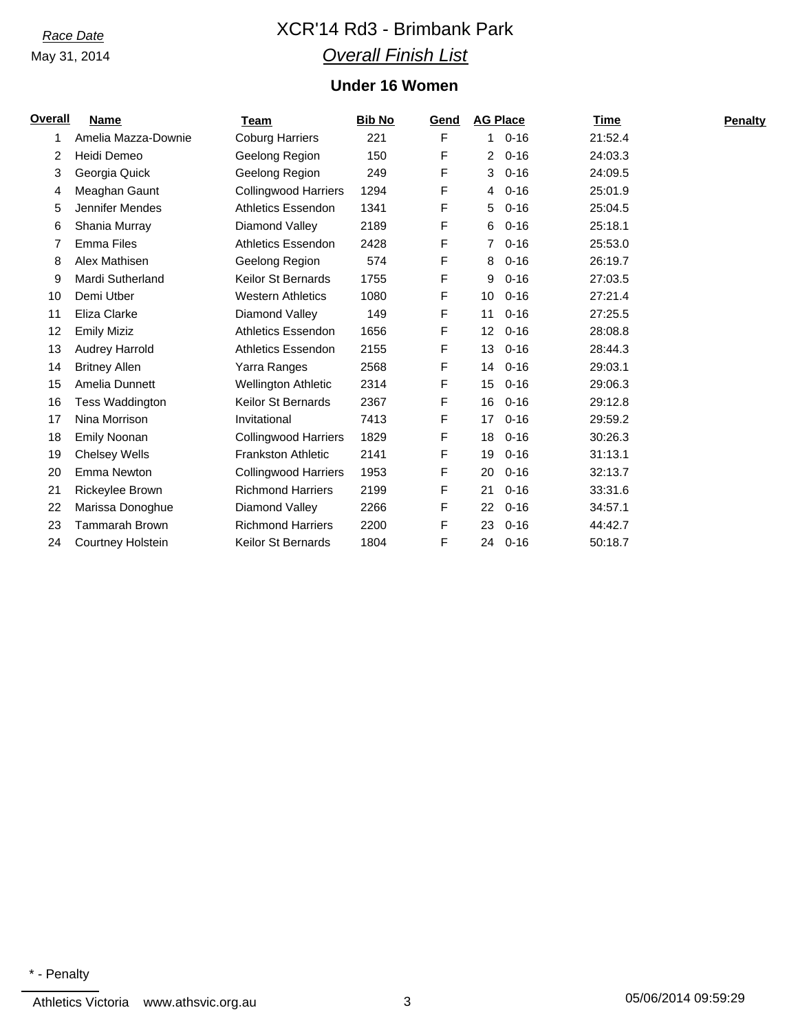*Race Date*

May 31, 2014

# XCR'14 Rd3 - Brimbank Park

## *Overall Finish List*

### Under 16 Women

| Overall | Name | Team | Bib No | Gend | AG Place | | Time | Penalty |
|---|---|---|---|---|---|---|---|---|
| 1 | Amelia Mazza-Downie | Coburg Harriers | 221 | F | 1 | 0-16 | 21:52.4 | |
| 2 | Heidi Demeo | Geelong Region | 150 | F | 2 | 0-16 | 24:03.3 | |
| 3 | Georgia Quick | Geelong Region | 249 | F | 3 | 0-16 | 24:09.5 | |
| 4 | Meaghan Gaunt | Collingwood Harriers | 1294 | F | 4 | 0-16 | 25:01.9 | |
| 5 | Jennifer Mendes | Athletics Essendon | 1341 | F | 5 | 0-16 | 25:04.5 | |
| 6 | Shania Murray | Diamond Valley | 2189 | F | 6 | 0-16 | 25:18.1 | |
| 7 | Emma Files | Athletics Essendon | 2428 | F | 7 | 0-16 | 25:53.0 | |
| 8 | Alex Mathisen | Geelong Region | 574 | F | 8 | 0-16 | 26:19.7 | |
| 9 | Mardi Sutherland | Keilor St Bernards | 1755 | F | 9 | 0-16 | 27:03.5 | |
| 10 | Demi Utber | Western Athletics | 1080 | F | 10 | 0-16 | 27:21.4 | |
| 11 | Eliza Clarke | Diamond Valley | 149 | F | 11 | 0-16 | 27:25.5 | |
| 12 | Emily Miziz | Athletics Essendon | 1656 | F | 12 | 0-16 | 28:08.8 | |
| 13 | Audrey Harrold | Athletics Essendon | 2155 | F | 13 | 0-16 | 28:44.3 | |
| 14 | Britney Allen | Yarra Ranges | 2568 | F | 14 | 0-16 | 29:03.1 | |
| 15 | Amelia Dunnett | Wellington Athletic | 2314 | F | 15 | 0-16 | 29:06.3 | |
| 16 | Tess Waddington | Keilor St Bernards | 2367 | F | 16 | 0-16 | 29:12.8 | |
| 17 | Nina Morrison | Invitational | 7413 | F | 17 | 0-16 | 29:59.2 | |
| 18 | Emily Noonan | Collingwood Harriers | 1829 | F | 18 | 0-16 | 30:26.3 | |
| 19 | Chelsey Wells | Frankston Athletic | 2141 | F | 19 | 0-16 | 31:13.1 | |
| 20 | Emma Newton | Collingwood Harriers | 1953 | F | 20 | 0-16 | 32:13.7 | |
| 21 | Rickeylee Brown | Richmond Harriers | 2199 | F | 21 | 0-16 | 33:31.6 | |
| 22 | Marissa Donoghue | Diamond Valley | 2266 | F | 22 | 0-16 | 34:57.1 | |
| 23 | Tammarah Brown | Richmond Harriers | 2200 | F | 23 | 0-16 | 44:42.7 | |
| 24 | Courtney Holstein | Keilor St Bernards | 1804 | F | 24 | 0-16 | 50:18.7 | |

* - Penalty

Athletics Victoria www.athsvic.org.au 05/06/2014 09:59:29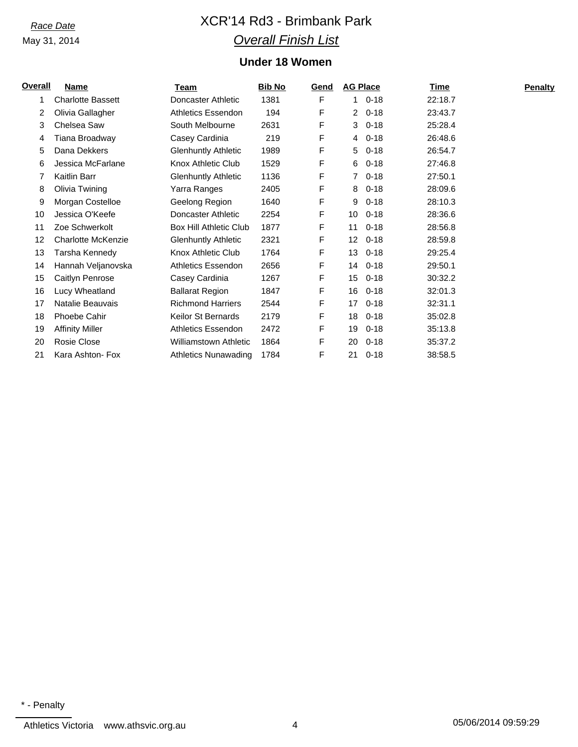*Race Date*

May 31, 2014

# XCR'14 Rd3 - Brimbank Park

## *Overall Finish List*

### Under 18 Women

| Overall | Name | Team | Bib No | Gend | AG Place | | Time | Penalty |
|---|---|---|---|---|---|---|---|---|
| 1 | Charlotte Bassett | Doncaster Athletic | 1381 | F | 1 | 0-18 | 22:18.7 | |
| 2 | Olivia Gallagher | Athletics Essendon | 194 | F | 2 | 0-18 | 23:43.7 | |
| 3 | Chelsea Saw | South Melbourne | 2631 | F | 3 | 0-18 | 25:28.4 | |
| 4 | Tiana Broadway | Casey Cardinia | 219 | F | 4 | 0-18 | 26:48.6 | |
| 5 | Dana Dekkers | Glenhuntly Athletic | 1989 | F | 5 | 0-18 | 26:54.7 | |
| 6 | Jessica McFarlane | Knox Athletic Club | 1529 | F | 6 | 0-18 | 27:46.8 | |
| 7 | Kaitlin Barr | Glenhuntly Athletic | 1136 | F | 7 | 0-18 | 27:50.1 | |
| 8 | Olivia Twining | Yarra Ranges | 2405 | F | 8 | 0-18 | 28:09.6 | |
| 9 | Morgan Costelloe | Geelong Region | 1640 | F | 9 | 0-18 | 28:10.3 | |
| 10 | Jessica O'Keefe | Doncaster Athletic | 2254 | F | 10 | 0-18 | 28:36.6 | |
| 11 | Zoe Schwerkolt | Box Hill Athletic Club | 1877 | F | 11 | 0-18 | 28:56.8 | |
| 12 | Charlotte McKenzie | Glenhuntly Athletic | 2321 | F | 12 | 0-18 | 28:59.8 | |
| 13 | Tarsha Kennedy | Knox Athletic Club | 1764 | F | 13 | 0-18 | 29:25.4 | |
| 14 | Hannah Veljanovska | Athletics Essendon | 2656 | F | 14 | 0-18 | 29:50.1 | |
| 15 | Caitlyn Penrose | Casey Cardinia | 1267 | F | 15 | 0-18 | 30:32.2 | |
| 16 | Lucy Wheatland | Ballarat Region | 1847 | F | 16 | 0-18 | 32:01.3 | |
| 17 | Natalie Beauvais | Richmond Harriers | 2544 | F | 17 | 0-18 | 32:31.1 | |
| 18 | Phoebe Cahir | Keilor St Bernards | 2179 | F | 18 | 0-18 | 35:02.8 | |
| 19 | Affinity Miller | Athletics Essendon | 2472 | F | 19 | 0-18 | 35:13.8 | |
| 20 | Rosie Close | Williamstown Athletic | 1864 | F | 20 | 0-18 | 35:37.2 | |
| 21 | Kara Ashton- Fox | Athletics Nunawading | 1784 | F | 21 | 0-18 | 38:58.5 | |

\* - Penalty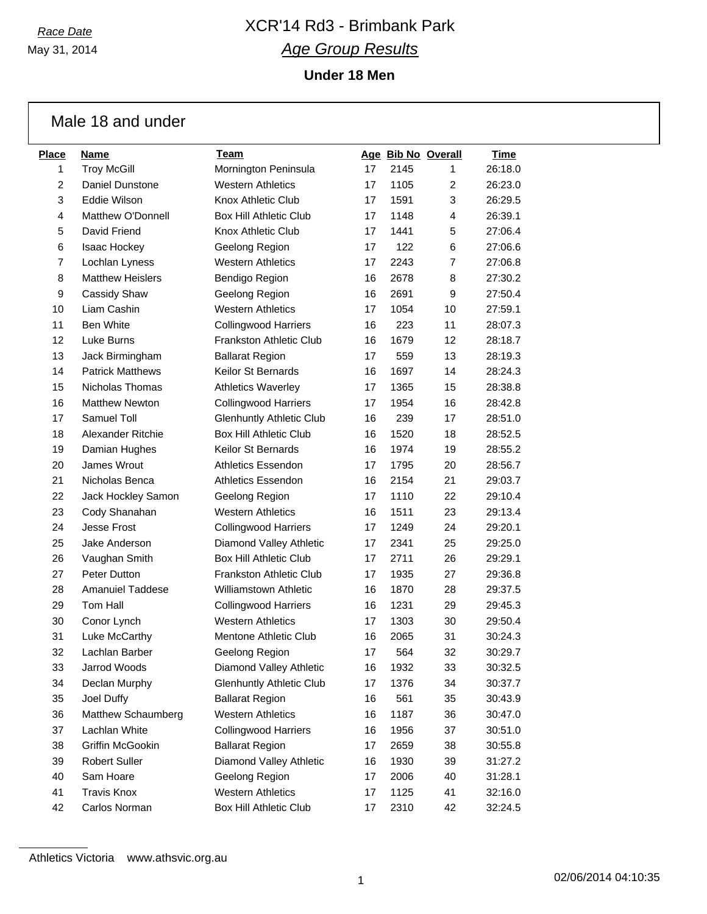*Race Date*

May 31, 2014

# XCR'14 Rd3 - Brimbank Park

## *Age Group Results*

### Under 18 Men

## Male 18 and under

| Place | Name | Team | Age | Bib No | Overall | Time |
|---|---|---|---|---|---|---|
| 1 | Troy McGill | Mornington Peninsula | 17 | 2145 | 1 | 26:18.0 |
| 2 | Daniel Dunstone | Western Athletics | 17 | 1105 | 2 | 26:23.0 |
| 3 | Eddie Wilson | Knox Athletic Club | 17 | 1591 | 3 | 26:29.5 |
| 4 | Matthew O'Donnell | Box Hill Athletic Club | 17 | 1148 | 4 | 26:39.1 |
| 5 | David Friend | Knox Athletic Club | 17 | 1441 | 5 | 27:06.4 |
| 6 | Isaac Hockey | Geelong Region | 17 | 122 | 6 | 27:06.6 |
| 7 | Lochlan Lyness | Western Athletics | 17 | 2243 | 7 | 27:06.8 |
| 8 | Matthew Heislers | Bendigo Region | 16 | 2678 | 8 | 27:30.2 |
| 9 | Cassidy Shaw | Geelong Region | 16 | 2691 | 9 | 27:50.4 |
| 10 | Liam Cashin | Western Athletics | 17 | 1054 | 10 | 27:59.1 |
| 11 | Ben White | Collingwood Harriers | 16 | 223 | 11 | 28:07.3 |
| 12 | Luke Burns | Frankston Athletic Club | 16 | 1679 | 12 | 28:18.7 |
| 13 | Jack Birmingham | Ballarat Region | 17 | 559 | 13 | 28:19.3 |
| 14 | Patrick Matthews | Keilor St Bernards | 16 | 1697 | 14 | 28:24.3 |
| 15 | Nicholas Thomas | Athletics Waverley | 17 | 1365 | 15 | 28:38.8 |
| 16 | Matthew Newton | Collingwood Harriers | 17 | 1954 | 16 | 28:42.8 |
| 17 | Samuel Toll | Glenhuntly Athletic Club | 16 | 239 | 17 | 28:51.0 |
| 18 | Alexander Ritchie | Box Hill Athletic Club | 16 | 1520 | 18 | 28:52.5 |
| 19 | Damian Hughes | Keilor St Bernards | 16 | 1974 | 19 | 28:55.2 |
| 20 | James Wrout | Athletics Essendon | 17 | 1795 | 20 | 28:56.7 |
| 21 | Nicholas Benca | Athletics Essendon | 16 | 2154 | 21 | 29:03.7 |
| 22 | Jack Hockley Samon | Geelong Region | 17 | 1110 | 22 | 29:10.4 |
| 23 | Cody Shanahan | Western Athletics | 16 | 1511 | 23 | 29:13.4 |
| 24 | Jesse Frost | Collingwood Harriers | 17 | 1249 | 24 | 29:20.1 |
| 25 | Jake Anderson | Diamond Valley Athletic | 17 | 2341 | 25 | 29:25.0 |
| 26 | Vaughan Smith | Box Hill Athletic Club | 17 | 2711 | 26 | 29:29.1 |
| 27 | Peter Dutton | Frankston Athletic Club | 17 | 1935 | 27 | 29:36.8 |
| 28 | Amanuiel Taddese | Williamstown Athletic | 16 | 1870 | 28 | 29:37.5 |
| 29 | Tom Hall | Collingwood Harriers | 16 | 1231 | 29 | 29:45.3 |
| 30 | Conor Lynch | Western Athletics | 17 | 1303 | 30 | 29:50.4 |
| 31 | Luke McCarthy | Mentone Athletic Club | 16 | 2065 | 31 | 30:24.3 |
| 32 | Lachlan Barber | Geelong Region | 17 | 564 | 32 | 30:29.7 |
| 33 | Jarrod Woods | Diamond Valley Athletic | 16 | 1932 | 33 | 30:32.5 |
| 34 | Declan Murphy | Glenhuntly Athletic Club | 17 | 1376 | 34 | 30:37.7 |
| 35 | Joel Duffy | Ballarat Region | 16 | 561 | 35 | 30:43.9 |
| 36 | Matthew Schaumberg | Western Athletics | 16 | 1187 | 36 | 30:47.0 |
| 37 | Lachlan White | Collingwood Harriers | 16 | 1956 | 37 | 30:51.0 |
| 38 | Griffin McGookin | Ballarat Region | 17 | 2659 | 38 | 30:55.8 |
| 39 | Robert Suller | Diamond Valley Athletic | 16 | 1930 | 39 | 31:27.2 |
| 40 | Sam Hoare | Geelong Region | 17 | 2006 | 40 | 31:28.1 |
| 41 | Travis Knox | Western Athletics | 17 | 1125 | 41 | 32:16.0 |
| 42 | Carlos Norman | Box Hill Athletic Club | 17 | 2310 | 42 | 32:24.5 |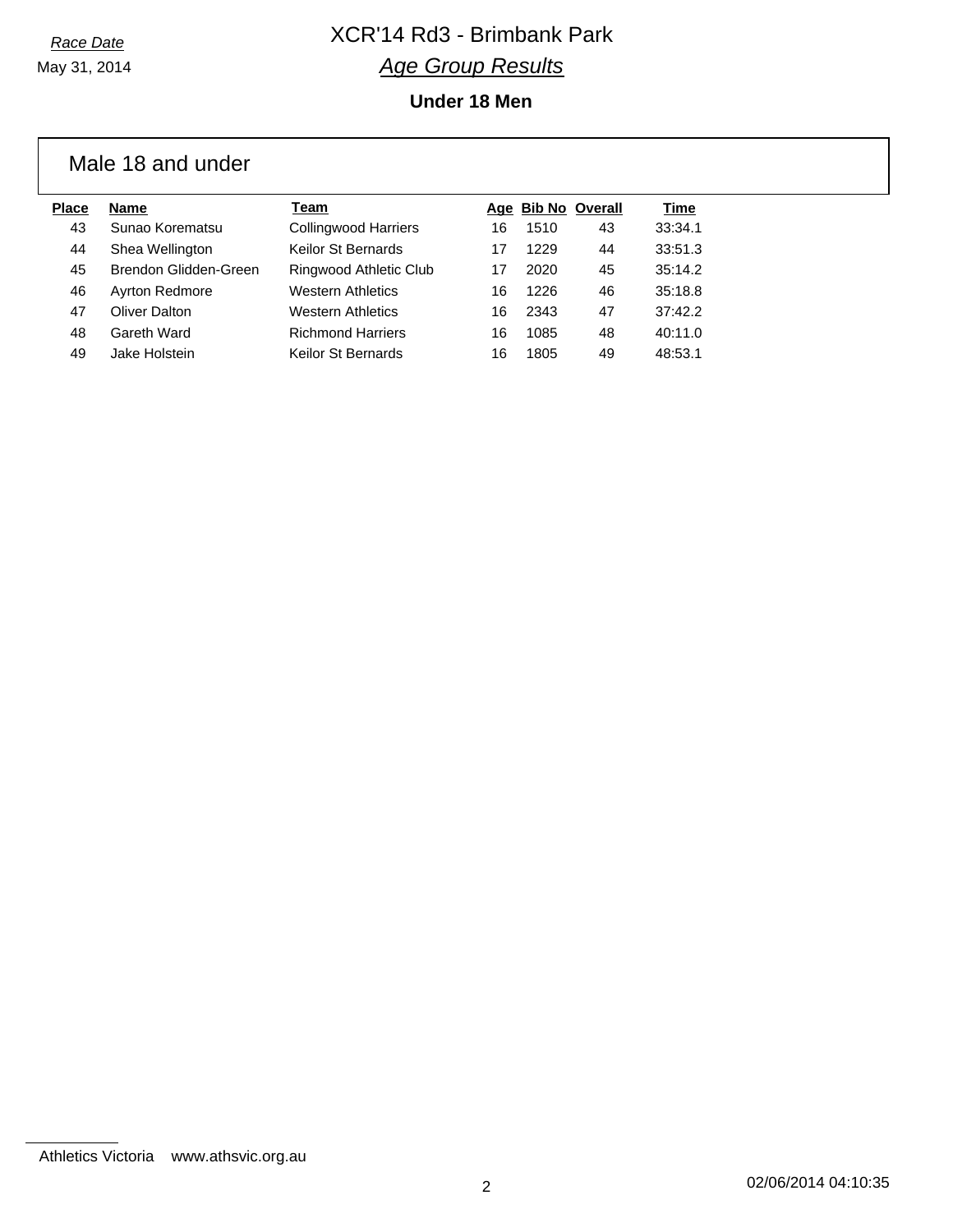*Race Date*

May 31, 2014

# XCR'14 Rd3 - Brimbank Park

## *Age Group Results*

### Under 18 Men

#### Male 18 and under

| Place | Name | Team | Age | Bib No | Overall | Time |
|---|---|---|---|---|---|---|
| 43 | Sunao Korematsu | Collingwood Harriers | 16 | 1510 | 43 | 33:34.1 |
| 44 | Shea Wellington | Keilor St Bernards | 17 | 1229 | 44 | 33:51.3 |
| 45 | Brendon Glidden-Green | Ringwood Athletic Club | 17 | 2020 | 45 | 35:14.2 |
| 46 | Ayrton Redmore | Western Athletics | 16 | 1226 | 46 | 35:18.8 |
| 47 | Oliver Dalton | Western Athletics | 16 | 2343 | 47 | 37:42.2 |
| 48 | Gareth Ward | Richmond Harriers | 16 | 1085 | 48 | 40:11.0 |
| 49 | Jake Holstein | Keilor St Bernards | 16 | 1805 | 49 | 48:53.1 |

Athletics Victoria    www.athsvic.org.au

02/06/2014 04:10:35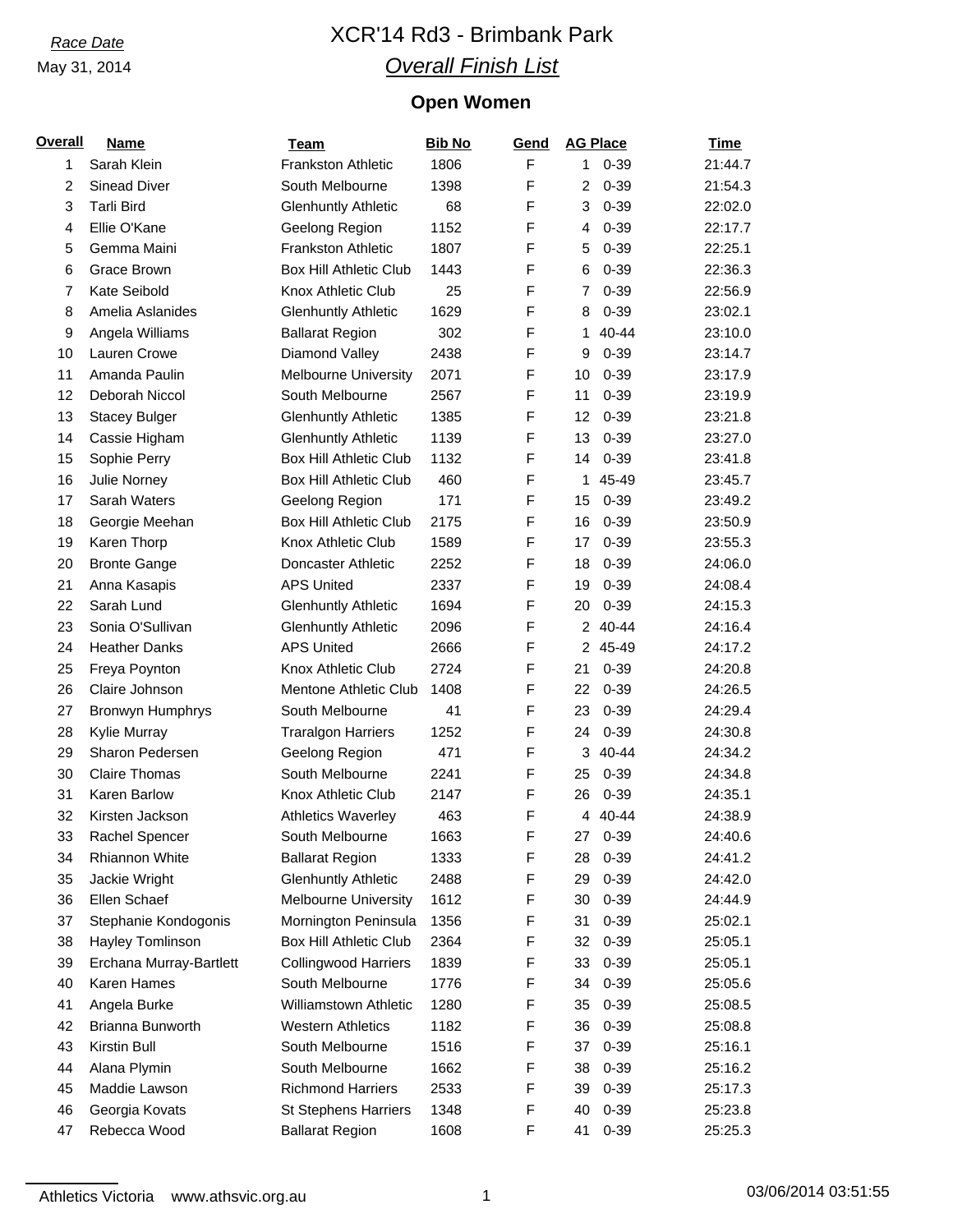*Race Date*

May 31, 2014

# XCR'14 Rd3 - Brimbank Park

## *Overall Finish List*

### Open Women

| Overall | Name | Team | Bib No | Gend | AG Place | | Time |
|---|---|---|---|---|---|---|---|
| 1 | Sarah Klein | Frankston Athletic | 1806 | F | 1 | 0-39 | 21:44.7 |
| 2 | Sinead Diver | South Melbourne | 1398 | F | 2 | 0-39 | 21:54.3 |
| 3 | Tarli Bird | Glenhuntly Athletic | 68 | F | 3 | 0-39 | 22:02.0 |
| 4 | Ellie O'Kane | Geelong Region | 1152 | F | 4 | 0-39 | 22:17.7 |
| 5 | Gemma Maini | Frankston Athletic | 1807 | F | 5 | 0-39 | 22:25.1 |
| 6 | Grace Brown | Box Hill Athletic Club | 1443 | F | 6 | 0-39 | 22:36.3 |
| 7 | Kate Seibold | Knox Athletic Club | 25 | F | 7 | 0-39 | 22:56.9 |
| 8 | Amelia Aslanides | Glenhuntly Athletic | 1629 | F | 8 | 0-39 | 23:02.1 |
| 9 | Angela Williams | Ballarat Region | 302 | F | 1 | 40-44 | 23:10.0 |
| 10 | Lauren Crowe | Diamond Valley | 2438 | F | 9 | 0-39 | 23:14.7 |
| 11 | Amanda Paulin | Melbourne University | 2071 | F | 10 | 0-39 | 23:17.9 |
| 12 | Deborah Niccol | South Melbourne | 2567 | F | 11 | 0-39 | 23:19.9 |
| 13 | Stacey Bulger | Glenhuntly Athletic | 1385 | F | 12 | 0-39 | 23:21.8 |
| 14 | Cassie Higham | Glenhuntly Athletic | 1139 | F | 13 | 0-39 | 23:27.0 |
| 15 | Sophie Perry | Box Hill Athletic Club | 1132 | F | 14 | 0-39 | 23:41.8 |
| 16 | Julie Norney | Box Hill Athletic Club | 460 | F | 1 | 45-49 | 23:45.7 |
| 17 | Sarah Waters | Geelong Region | 171 | F | 15 | 0-39 | 23:49.2 |
| 18 | Georgie Meehan | Box Hill Athletic Club | 2175 | F | 16 | 0-39 | 23:50.9 |
| 19 | Karen Thorp | Knox Athletic Club | 1589 | F | 17 | 0-39 | 23:55.3 |
| 20 | Bronte Gange | Doncaster Athletic | 2252 | F | 18 | 0-39 | 24:06.0 |
| 21 | Anna Kasapis | APS United | 2337 | F | 19 | 0-39 | 24:08.4 |
| 22 | Sarah Lund | Glenhuntly Athletic | 1694 | F | 20 | 0-39 | 24:15.3 |
| 23 | Sonia O'Sullivan | Glenhuntly Athletic | 2096 | F | 2 | 40-44 | 24:16.4 |
| 24 | Heather Danks | APS United | 2666 | F | 2 | 45-49 | 24:17.2 |
| 25 | Freya Poynton | Knox Athletic Club | 2724 | F | 21 | 0-39 | 24:20.8 |
| 26 | Claire Johnson | Mentone Athletic Club | 1408 | F | 22 | 0-39 | 24:26.5 |
| 27 | Bronwyn Humphrys | South Melbourne | 41 | F | 23 | 0-39 | 24:29.4 |
| 28 | Kylie Murray | Traralgon Harriers | 1252 | F | 24 | 0-39 | 24:30.8 |
| 29 | Sharon Pedersen | Geelong Region | 471 | F | 3 | 40-44 | 24:34.2 |
| 30 | Claire Thomas | South Melbourne | 2241 | F | 25 | 0-39 | 24:34.8 |
| 31 | Karen Barlow | Knox Athletic Club | 2147 | F | 26 | 0-39 | 24:35.1 |
| 32 | Kirsten Jackson | Athletics Waverley | 463 | F | 4 | 40-44 | 24:38.9 |
| 33 | Rachel Spencer | South Melbourne | 1663 | F | 27 | 0-39 | 24:40.6 |
| 34 | Rhiannon White | Ballarat Region | 1333 | F | 28 | 0-39 | 24:41.2 |
| 35 | Jackie Wright | Glenhuntly Athletic | 2488 | F | 29 | 0-39 | 24:42.0 |
| 36 | Ellen Schaef | Melbourne University | 1612 | F | 30 | 0-39 | 24:44.9 |
| 37 | Stephanie Kondogonis | Mornington Peninsula | 1356 | F | 31 | 0-39 | 25:02.1 |
| 38 | Hayley Tomlinson | Box Hill Athletic Club | 2364 | F | 32 | 0-39 | 25:05.1 |
| 39 | Erchana Murray-Bartlett | Collingwood Harriers | 1839 | F | 33 | 0-39 | 25:05.1 |
| 40 | Karen Hames | South Melbourne | 1776 | F | 34 | 0-39 | 25:05.6 |
| 41 | Angela Burke | Williamstown Athletic | 1280 | F | 35 | 0-39 | 25:08.5 |
| 42 | Brianna Bunworth | Western Athletics | 1182 | F | 36 | 0-39 | 25:08.8 |
| 43 | Kirstin Bull | South Melbourne | 1516 | F | 37 | 0-39 | 25:16.1 |
| 44 | Alana Plymin | South Melbourne | 1662 | F | 38 | 0-39 | 25:16.2 |
| 45 | Maddie Lawson | Richmond Harriers | 2533 | F | 39 | 0-39 | 25:17.3 |
| 46 | Georgia Kovats | St Stephens Harriers | 1348 | F | 40 | 0-39 | 25:23.8 |
| 47 | Rebecca Wood | Ballarat Region | 1608 | F | 41 | 0-39 | 25:25.3 |

Athletics Victoria www.athsvic.org.au 03/06/2014 03:51:55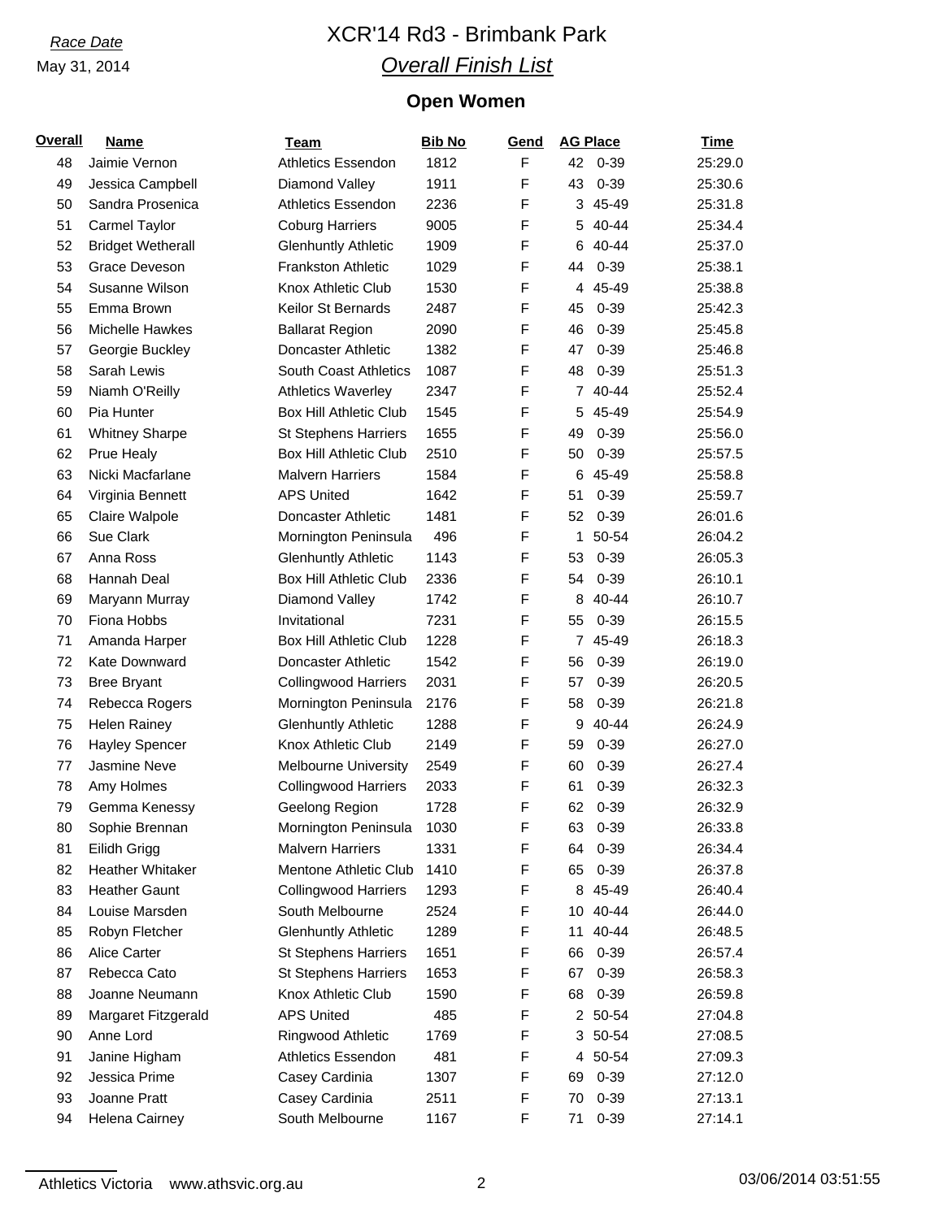*Race Date*

May 31, 2014

# XCR'14 Rd3 - Brimbank Park

## *Overall Finish List*

### Open Women

| Overall | Name | Team | Bib No | Gend | AG Place | | Time |
|---|---|---|---|---|---|---|---|
| 48 | Jaimie Vernon | Athletics Essendon | 1812 | F | 42 | 0-39 | 25:29.0 |
| 49 | Jessica Campbell | Diamond Valley | 1911 | F | 43 | 0-39 | 25:30.6 |
| 50 | Sandra Prosenica | Athletics Essendon | 2236 | F | 3 | 45-49 | 25:31.8 |
| 51 | Carmel Taylor | Coburg Harriers | 9005 | F | 5 | 40-44 | 25:34.4 |
| 52 | Bridget Wetherall | Glenhuntly Athletic | 1909 | F | 6 | 40-44 | 25:37.0 |
| 53 | Grace Deveson | Frankston Athletic | 1029 | F | 44 | 0-39 | 25:38.1 |
| 54 | Susanne Wilson | Knox Athletic Club | 1530 | F | 4 | 45-49 | 25:38.8 |
| 55 | Emma Brown | Keilor St Bernards | 2487 | F | 45 | 0-39 | 25:42.3 |
| 56 | Michelle Hawkes | Ballarat Region | 2090 | F | 46 | 0-39 | 25:45.8 |
| 57 | Georgie Buckley | Doncaster Athletic | 1382 | F | 47 | 0-39 | 25:46.8 |
| 58 | Sarah Lewis | South Coast Athletics | 1087 | F | 48 | 0-39 | 25:51.3 |
| 59 | Niamh O'Reilly | Athletics Waverley | 2347 | F | 7 | 40-44 | 25:52.4 |
| 60 | Pia Hunter | Box Hill Athletic Club | 1545 | F | 5 | 45-49 | 25:54.9 |
| 61 | Whitney Sharpe | St Stephens Harriers | 1655 | F | 49 | 0-39 | 25:56.0 |
| 62 | Prue Healy | Box Hill Athletic Club | 2510 | F | 50 | 0-39 | 25:57.5 |
| 63 | Nicki Macfarlane | Malvern Harriers | 1584 | F | 6 | 45-49 | 25:58.8 |
| 64 | Virginia Bennett | APS United | 1642 | F | 51 | 0-39 | 25:59.7 |
| 65 | Claire Walpole | Doncaster Athletic | 1481 | F | 52 | 0-39 | 26:01.6 |
| 66 | Sue Clark | Mornington Peninsula | 496 | F | 1 | 50-54 | 26:04.2 |
| 67 | Anna Ross | Glenhuntly Athletic | 1143 | F | 53 | 0-39 | 26:05.3 |
| 68 | Hannah Deal | Box Hill Athletic Club | 2336 | F | 54 | 0-39 | 26:10.1 |
| 69 | Maryann Murray | Diamond Valley | 1742 | F | 8 | 40-44 | 26:10.7 |
| 70 | Fiona Hobbs | Invitational | 7231 | F | 55 | 0-39 | 26:15.5 |
| 71 | Amanda Harper | Box Hill Athletic Club | 1228 | F | 7 | 45-49 | 26:18.3 |
| 72 | Kate Downward | Doncaster Athletic | 1542 | F | 56 | 0-39 | 26:19.0 |
| 73 | Bree Bryant | Collingwood Harriers | 2031 | F | 57 | 0-39 | 26:20.5 |
| 74 | Rebecca Rogers | Mornington Peninsula | 2176 | F | 58 | 0-39 | 26:21.8 |
| 75 | Helen Rainey | Glenhuntly Athletic | 1288 | F | 9 | 40-44 | 26:24.9 |
| 76 | Hayley Spencer | Knox Athletic Club | 2149 | F | 59 | 0-39 | 26:27.0 |
| 77 | Jasmine Neve | Melbourne University | 2549 | F | 60 | 0-39 | 26:27.4 |
| 78 | Amy Holmes | Collingwood Harriers | 2033 | F | 61 | 0-39 | 26:32.3 |
| 79 | Gemma Kenessy | Geelong Region | 1728 | F | 62 | 0-39 | 26:32.9 |
| 80 | Sophie Brennan | Mornington Peninsula | 1030 | F | 63 | 0-39 | 26:33.8 |
| 81 | Eilidh Grigg | Malvern Harriers | 1331 | F | 64 | 0-39 | 26:34.4 |
| 82 | Heather Whitaker | Mentone Athletic Club | 1410 | F | 65 | 0-39 | 26:37.8 |
| 83 | Heather Gaunt | Collingwood Harriers | 1293 | F | 8 | 45-49 | 26:40.4 |
| 84 | Louise Marsden | South Melbourne | 2524 | F | 10 | 40-44 | 26:44.0 |
| 85 | Robyn Fletcher | Glenhuntly Athletic | 1289 | F | 11 | 40-44 | 26:48.5 |
| 86 | Alice Carter | St Stephens Harriers | 1651 | F | 66 | 0-39 | 26:57.4 |
| 87 | Rebecca Cato | St Stephens Harriers | 1653 | F | 67 | 0-39 | 26:58.3 |
| 88 | Joanne Neumann | Knox Athletic Club | 1590 | F | 68 | 0-39 | 26:59.8 |
| 89 | Margaret Fitzgerald | APS United | 485 | F | 2 | 50-54 | 27:04.8 |
| 90 | Anne Lord | Ringwood Athletic | 1769 | F | 3 | 50-54 | 27:08.5 |
| 91 | Janine Higham | Athletics Essendon | 481 | F | 4 | 50-54 | 27:09.3 |
| 92 | Jessica Prime | Casey Cardinia | 1307 | F | 69 | 0-39 | 27:12.0 |
| 93 | Joanne Pratt | Casey Cardinia | 2511 | F | 70 | 0-39 | 27:13.1 |
| 94 | Helena Cairney | South Melbourne | 1167 | F | 71 | 0-39 | 27:14.1 |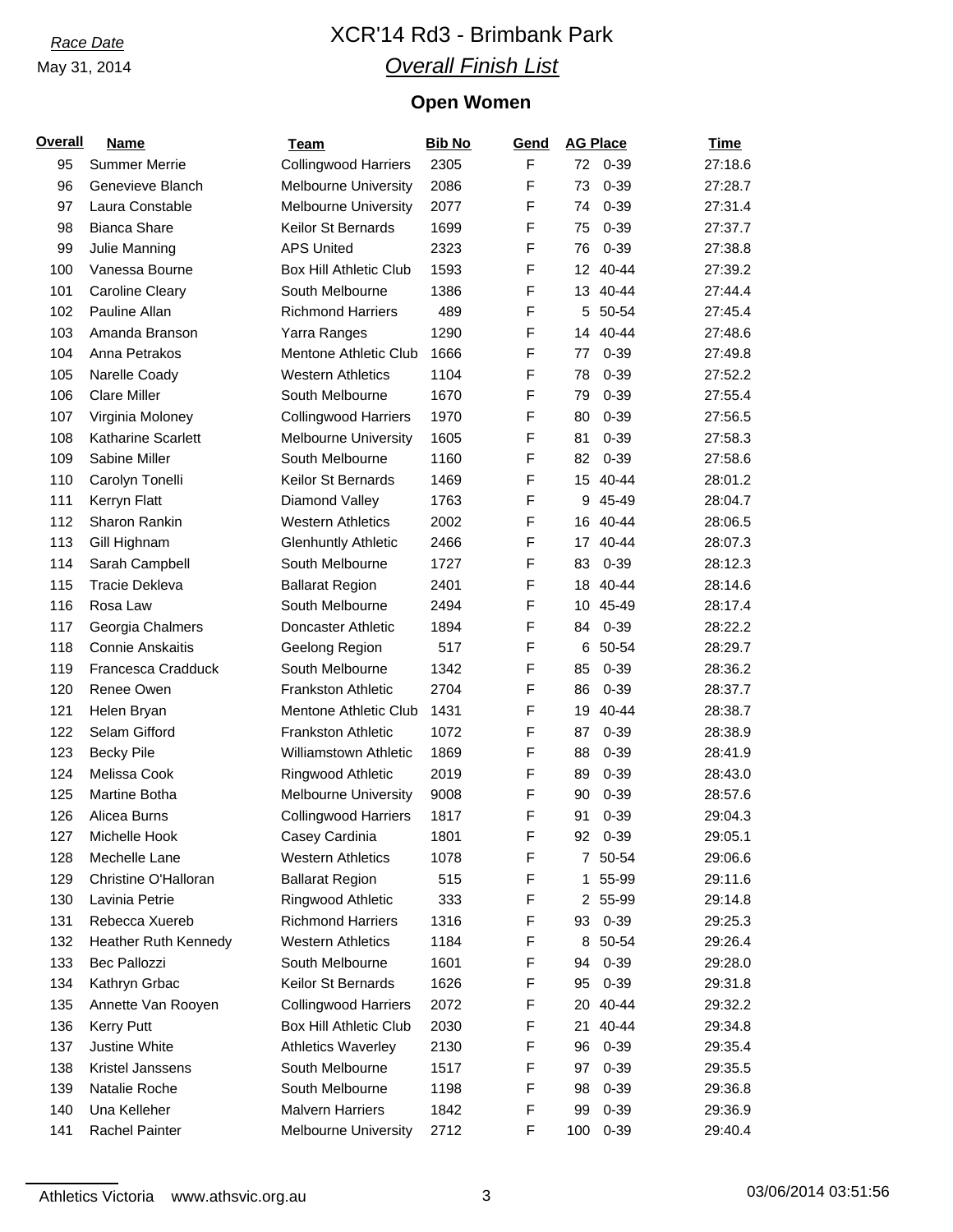*Race Date*

May 31, 2014

# XCR'14 Rd3 - Brimbank Park

## *Overall Finish List*

### Open Women

| Overall | Name | Team | Bib No | Gend | AG Place | | Time |
|---|---|---|---|---|---|---|---|
| 95 | Summer Merrie | Collingwood Harriers | 2305 | F | 72 | 0-39 | 27:18.6 |
| 96 | Genevieve Blanch | Melbourne University | 2086 | F | 73 | 0-39 | 27:28.7 |
| 97 | Laura Constable | Melbourne University | 2077 | F | 74 | 0-39 | 27:31.4 |
| 98 | Bianca Share | Keilor St Bernards | 1699 | F | 75 | 0-39 | 27:37.7 |
| 99 | Julie Manning | APS United | 2323 | F | 76 | 0-39 | 27:38.8 |
| 100 | Vanessa Bourne | Box Hill Athletic Club | 1593 | F | 12 | 40-44 | 27:39.2 |
| 101 | Caroline Cleary | South Melbourne | 1386 | F | 13 | 40-44 | 27:44.4 |
| 102 | Pauline Allan | Richmond Harriers | 489 | F | 5 | 50-54 | 27:45.4 |
| 103 | Amanda Branson | Yarra Ranges | 1290 | F | 14 | 40-44 | 27:48.6 |
| 104 | Anna Petrakos | Mentone Athletic Club | 1666 | F | 77 | 0-39 | 27:49.8 |
| 105 | Narelle Coady | Western Athletics | 1104 | F | 78 | 0-39 | 27:52.2 |
| 106 | Clare Miller | South Melbourne | 1670 | F | 79 | 0-39 | 27:55.4 |
| 107 | Virginia Moloney | Collingwood Harriers | 1970 | F | 80 | 0-39 | 27:56.5 |
| 108 | Katharine Scarlett | Melbourne University | 1605 | F | 81 | 0-39 | 27:58.3 |
| 109 | Sabine Miller | South Melbourne | 1160 | F | 82 | 0-39 | 27:58.6 |
| 110 | Carolyn Tonelli | Keilor St Bernards | 1469 | F | 15 | 40-44 | 28:01.2 |
| 111 | Kerryn Flatt | Diamond Valley | 1763 | F | 9 | 45-49 | 28:04.7 |
| 112 | Sharon Rankin | Western Athletics | 2002 | F | 16 | 40-44 | 28:06.5 |
| 113 | Gill Highnam | Glenhuntly Athletic | 2466 | F | 17 | 40-44 | 28:07.3 |
| 114 | Sarah Campbell | South Melbourne | 1727 | F | 83 | 0-39 | 28:12.3 |
| 115 | Tracie Dekleva | Ballarat Region | 2401 | F | 18 | 40-44 | 28:14.6 |
| 116 | Rosa Law | South Melbourne | 2494 | F | 10 | 45-49 | 28:17.4 |
| 117 | Georgia Chalmers | Doncaster Athletic | 1894 | F | 84 | 0-39 | 28:22.2 |
| 118 | Connie Anskaitis | Geelong Region | 517 | F | 6 | 50-54 | 28:29.7 |
| 119 | Francesca Cradduck | South Melbourne | 1342 | F | 85 | 0-39 | 28:36.2 |
| 120 | Renee Owen | Frankston Athletic | 2704 | F | 86 | 0-39 | 28:37.7 |
| 121 | Helen Bryan | Mentone Athletic Club | 1431 | F | 19 | 40-44 | 28:38.7 |
| 122 | Selam Gifford | Frankston Athletic | 1072 | F | 87 | 0-39 | 28:38.9 |
| 123 | Becky Pile | Williamstown Athletic | 1869 | F | 88 | 0-39 | 28:41.9 |
| 124 | Melissa Cook | Ringwood Athletic | 2019 | F | 89 | 0-39 | 28:43.0 |
| 125 | Martine Botha | Melbourne University | 9008 | F | 90 | 0-39 | 28:57.6 |
| 126 | Alicea Burns | Collingwood Harriers | 1817 | F | 91 | 0-39 | 29:04.3 |
| 127 | Michelle Hook | Casey Cardinia | 1801 | F | 92 | 0-39 | 29:05.1 |
| 128 | Mechelle Lane | Western Athletics | 1078 | F | 7 | 50-54 | 29:06.6 |
| 129 | Christine O'Halloran | Ballarat Region | 515 | F | 1 | 55-99 | 29:11.6 |
| 130 | Lavinia Petrie | Ringwood Athletic | 333 | F | 2 | 55-99 | 29:14.8 |
| 131 | Rebecca Xuereb | Richmond Harriers | 1316 | F | 93 | 0-39 | 29:25.3 |
| 132 | Heather Ruth Kennedy | Western Athletics | 1184 | F | 8 | 50-54 | 29:26.4 |
| 133 | Bec Pallozzi | South Melbourne | 1601 | F | 94 | 0-39 | 29:28.0 |
| 134 | Kathryn Grbac | Keilor St Bernards | 1626 | F | 95 | 0-39 | 29:31.8 |
| 135 | Annette Van Rooyen | Collingwood Harriers | 2072 | F | 20 | 40-44 | 29:32.2 |
| 136 | Kerry Putt | Box Hill Athletic Club | 2030 | F | 21 | 40-44 | 29:34.8 |
| 137 | Justine White | Athletics Waverley | 2130 | F | 96 | 0-39 | 29:35.4 |
| 138 | Kristel Janssens | South Melbourne | 1517 | F | 97 | 0-39 | 29:35.5 |
| 139 | Natalie Roche | South Melbourne | 1198 | F | 98 | 0-39 | 29:36.8 |
| 140 | Una Kelleher | Malvern Harriers | 1842 | F | 99 | 0-39 | 29:36.9 |
| 141 | Rachel Painter | Melbourne University | 2712 | F | 100 | 0-39 | 29:40.4 |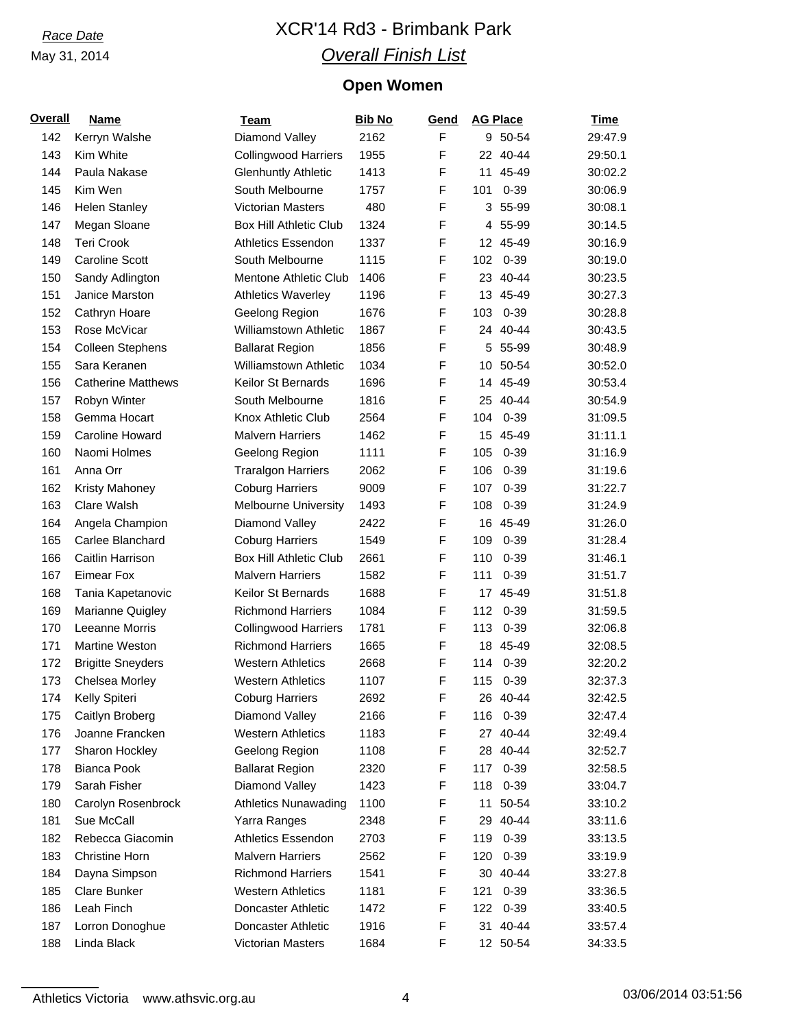*Race Date*

May 31, 2014

# XCR'14 Rd3 - Brimbank Park

## *Overall Finish List*

### Open Women

| Overall | Name | Team | Bib No | Gend | AG Place | | Time |
|---|---|---|---|---|---|---|---|
| 142 | Kerryn Walshe | Diamond Valley | 2162 | F | 9 | 50-54 | 29:47.9 |
| 143 | Kim White | Collingwood Harriers | 1955 | F | 22 | 40-44 | 29:50.1 |
| 144 | Paula Nakase | Glenhuntly Athletic | 1413 | F | 11 | 45-49 | 30:02.2 |
| 145 | Kim Wen | South Melbourne | 1757 | F | 101 | 0-39 | 30:06.9 |
| 146 | Helen Stanley | Victorian Masters | 480 | F | 3 | 55-99 | 30:08.1 |
| 147 | Megan Sloane | Box Hill Athletic Club | 1324 | F | 4 | 55-99 | 30:14.5 |
| 148 | Teri Crook | Athletics Essendon | 1337 | F | 12 | 45-49 | 30:16.9 |
| 149 | Caroline Scott | South Melbourne | 1115 | F | 102 | 0-39 | 30:19.0 |
| 150 | Sandy Adlington | Mentone Athletic Club | 1406 | F | 23 | 40-44 | 30:23.5 |
| 151 | Janice Marston | Athletics Waverley | 1196 | F | 13 | 45-49 | 30:27.3 |
| 152 | Cathryn Hoare | Geelong Region | 1676 | F | 103 | 0-39 | 30:28.8 |
| 153 | Rose McVicar | Williamstown Athletic | 1867 | F | 24 | 40-44 | 30:43.5 |
| 154 | Colleen Stephens | Ballarat Region | 1856 | F | 5 | 55-99 | 30:48.9 |
| 155 | Sara Keranen | Williamstown Athletic | 1034 | F | 10 | 50-54 | 30:52.0 |
| 156 | Catherine Matthews | Keilor St Bernards | 1696 | F | 14 | 45-49 | 30:53.4 |
| 157 | Robyn Winter | South Melbourne | 1816 | F | 25 | 40-44 | 30:54.9 |
| 158 | Gemma Hocart | Knox Athletic Club | 2564 | F | 104 | 0-39 | 31:09.5 |
| 159 | Caroline Howard | Malvern Harriers | 1462 | F | 15 | 45-49 | 31:11.1 |
| 160 | Naomi Holmes | Geelong Region | 1111 | F | 105 | 0-39 | 31:16.9 |
| 161 | Anna Orr | Traralgon Harriers | 2062 | F | 106 | 0-39 | 31:19.6 |
| 162 | Kristy Mahoney | Coburg Harriers | 9009 | F | 107 | 0-39 | 31:22.7 |
| 163 | Clare Walsh | Melbourne University | 1493 | F | 108 | 0-39 | 31:24.9 |
| 164 | Angela Champion | Diamond Valley | 2422 | F | 16 | 45-49 | 31:26.0 |
| 165 | Carlee Blanchard | Coburg Harriers | 1549 | F | 109 | 0-39 | 31:28.4 |
| 166 | Caitlin Harrison | Box Hill Athletic Club | 2661 | F | 110 | 0-39 | 31:46.1 |
| 167 | Eimear Fox | Malvern Harriers | 1582 | F | 111 | 0-39 | 31:51.7 |
| 168 | Tania Kapetanovic | Keilor St Bernards | 1688 | F | 17 | 45-49 | 31:51.8 |
| 169 | Marianne Quigley | Richmond Harriers | 1084 | F | 112 | 0-39 | 31:59.5 |
| 170 | Leeanne Morris | Collingwood Harriers | 1781 | F | 113 | 0-39 | 32:06.8 |
| 171 | Martine Weston | Richmond Harriers | 1665 | F | 18 | 45-49 | 32:08.5 |
| 172 | Brigitte Sneyders | Western Athletics | 2668 | F | 114 | 0-39 | 32:20.2 |
| 173 | Chelsea Morley | Western Athletics | 1107 | F | 115 | 0-39 | 32:37.3 |
| 174 | Kelly Spiteri | Coburg Harriers | 2692 | F | 26 | 40-44 | 32:42.5 |
| 175 | Caitlyn Broberg | Diamond Valley | 2166 | F | 116 | 0-39 | 32:47.4 |
| 176 | Joanne Francken | Western Athletics | 1183 | F | 27 | 40-44 | 32:49.4 |
| 177 | Sharon Hockley | Geelong Region | 1108 | F | 28 | 40-44 | 32:52.7 |
| 178 | Bianca Pook | Ballarat Region | 2320 | F | 117 | 0-39 | 32:58.5 |
| 179 | Sarah Fisher | Diamond Valley | 1423 | F | 118 | 0-39 | 33:04.7 |
| 180 | Carolyn Rosenbrock | Athletics Nunawading | 1100 | F | 11 | 50-54 | 33:10.2 |
| 181 | Sue McCall | Yarra Ranges | 2348 | F | 29 | 40-44 | 33:11.6 |
| 182 | Rebecca Giacomin | Athletics Essendon | 2703 | F | 119 | 0-39 | 33:13.5 |
| 183 | Christine Horn | Malvern Harriers | 2562 | F | 120 | 0-39 | 33:19.9 |
| 184 | Dayna Simpson | Richmond Harriers | 1541 | F | 30 | 40-44 | 33:27.8 |
| 185 | Clare Bunker | Western Athletics | 1181 | F | 121 | 0-39 | 33:36.5 |
| 186 | Leah Finch | Doncaster Athletic | 1472 | F | 122 | 0-39 | 33:40.5 |
| 187 | Lorron Donoghue | Doncaster Athletic | 1916 | F | 31 | 40-44 | 33:57.4 |
| 188 | Linda Black | Victorian Masters | 1684 | F | 12 | 50-54 | 34:33.5 |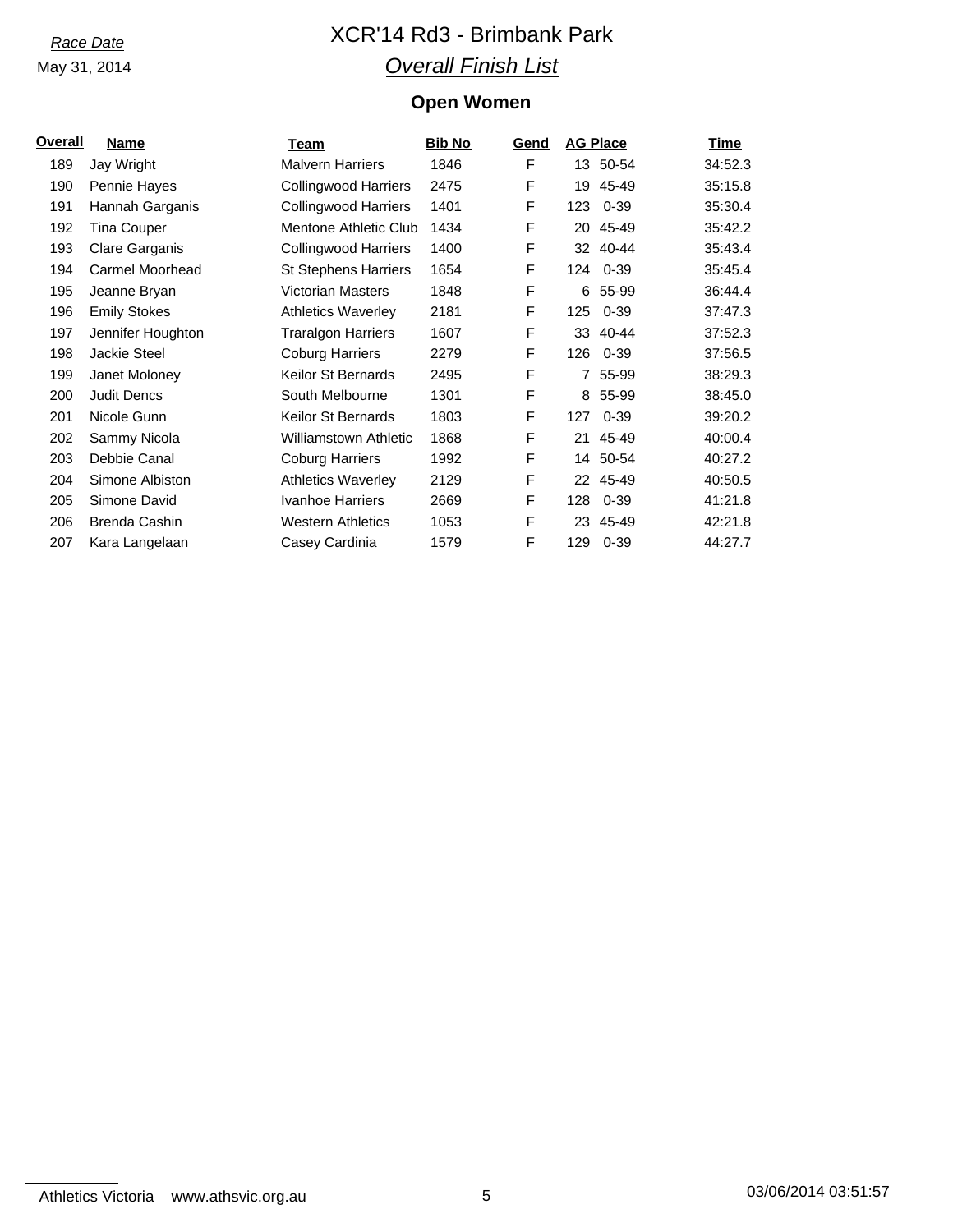*Race Date*

May 31, 2014

# XCR'14 Rd3 - Brimbank Park

## *Overall Finish List*

### Open Women

| Overall | Name | Team | Bib No | Gend | AG Place | | Time |
|---|---|---|---|---|---|---|---|
| 189 | Jay Wright | Malvern Harriers | 1846 | F | 13 | 50-54 | 34:52.3 |
| 190 | Pennie Hayes | Collingwood Harriers | 2475 | F | 19 | 45-49 | 35:15.8 |
| 191 | Hannah Garganis | Collingwood Harriers | 1401 | F | 123 | 0-39 | 35:30.4 |
| 192 | Tina Couper | Mentone Athletic Club | 1434 | F | 20 | 45-49 | 35:42.2 |
| 193 | Clare Garganis | Collingwood Harriers | 1400 | F | 32 | 40-44 | 35:43.4 |
| 194 | Carmel Moorhead | St Stephens Harriers | 1654 | F | 124 | 0-39 | 35:45.4 |
| 195 | Jeanne Bryan | Victorian Masters | 1848 | F | 6 | 55-99 | 36:44.4 |
| 196 | Emily Stokes | Athletics Waverley | 2181 | F | 125 | 0-39 | 37:47.3 |
| 197 | Jennifer Houghton | Traralgon Harriers | 1607 | F | 33 | 40-44 | 37:52.3 |
| 198 | Jackie Steel | Coburg Harriers | 2279 | F | 126 | 0-39 | 37:56.5 |
| 199 | Janet Moloney | Keilor St Bernards | 2495 | F | 7 | 55-99 | 38:29.3 |
| 200 | Judit Dencs | South Melbourne | 1301 | F | 8 | 55-99 | 38:45.0 |
| 201 | Nicole Gunn | Keilor St Bernards | 1803 | F | 127 | 0-39 | 39:20.2 |
| 202 | Sammy Nicola | Williamstown Athletic | 1868 | F | 21 | 45-49 | 40:00.4 |
| 203 | Debbie Canal | Coburg Harriers | 1992 | F | 14 | 50-54 | 40:27.2 |
| 204 | Simone Albiston | Athletics Waverley | 2129 | F | 22 | 45-49 | 40:50.5 |
| 205 | Simone David | Ivanhoe Harriers | 2669 | F | 128 | 0-39 | 41:21.8 |
| 206 | Brenda Cashin | Western Athletics | 1053 | F | 23 | 45-49 | 42:21.8 |
| 207 | Kara Langelaan | Casey Cardinia | 1579 | F | 129 | 0-39 | 44:27.7 |

Athletics Victoria www.athsvic.org.au 03/06/2014 03:51:57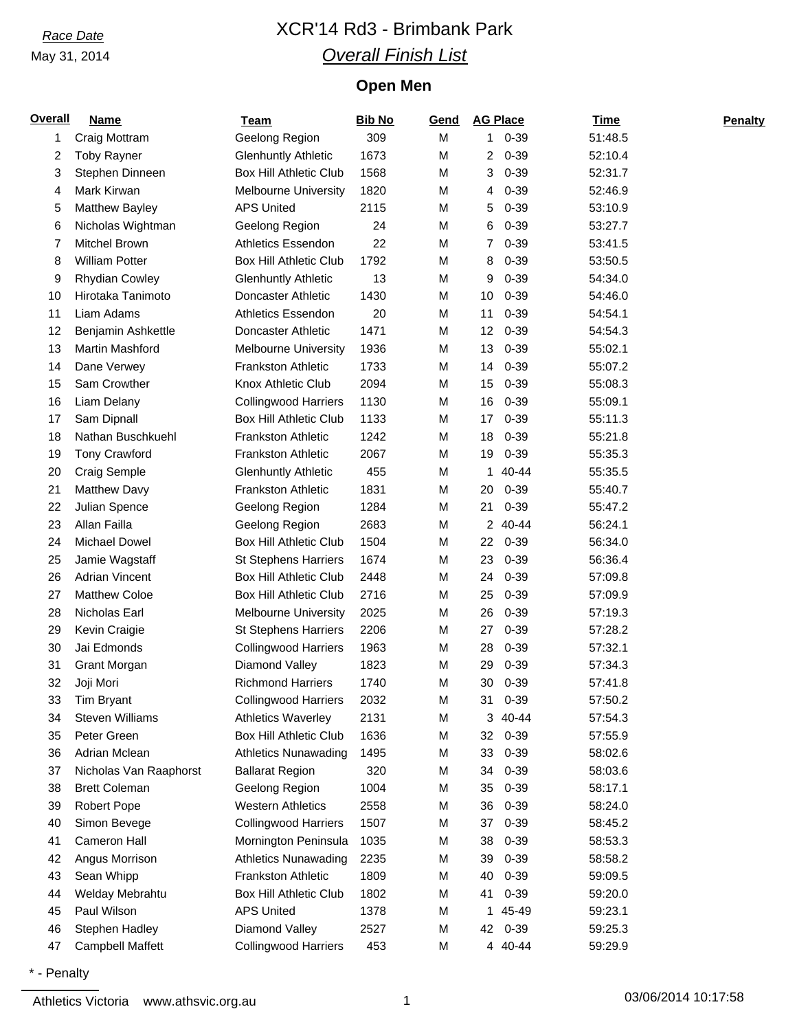*Race Date*

May 31, 2014

# XCR'14 Rd3 - Brimbank Park

## *Overall Finish List*

### Open Men

| Overall | Name | Team | Bib No | Gend | AG Place | | Time | Penalty |
|---|---|---|---|---|---|---|---|---|
| 1 | Craig Mottram | Geelong Region | 309 | M | 1 | 0-39 | 51:48.5 | |
| 2 | Toby Rayner | Glenhuntly Athletic | 1673 | M | 2 | 0-39 | 52:10.4 | |
| 3 | Stephen Dinneen | Box Hill Athletic Club | 1568 | M | 3 | 0-39 | 52:31.7 | |
| 4 | Mark Kirwan | Melbourne University | 1820 | M | 4 | 0-39 | 52:46.9 | |
| 5 | Matthew Bayley | APS United | 2115 | M | 5 | 0-39 | 53:10.9 | |
| 6 | Nicholas Wightman | Geelong Region | 24 | M | 6 | 0-39 | 53:27.7 | |
| 7 | Mitchel Brown | Athletics Essendon | 22 | M | 7 | 0-39 | 53:41.5 | |
| 8 | William Potter | Box Hill Athletic Club | 1792 | M | 8 | 0-39 | 53:50.5 | |
| 9 | Rhydian Cowley | Glenhuntly Athletic | 13 | M | 9 | 0-39 | 54:34.0 | |
| 10 | Hirotaka Tanimoto | Doncaster Athletic | 1430 | M | 10 | 0-39 | 54:46.0 | |
| 11 | Liam Adams | Athletics Essendon | 20 | M | 11 | 0-39 | 54:54.1 | |
| 12 | Benjamin Ashkettle | Doncaster Athletic | 1471 | M | 12 | 0-39 | 54:54.3 | |
| 13 | Martin Mashford | Melbourne University | 1936 | M | 13 | 0-39 | 55:02.1 | |
| 14 | Dane Verwey | Frankston Athletic | 1733 | M | 14 | 0-39 | 55:07.2 | |
| 15 | Sam Crowther | Knox Athletic Club | 2094 | M | 15 | 0-39 | 55:08.3 | |
| 16 | Liam Delany | Collingwood Harriers | 1130 | M | 16 | 0-39 | 55:09.1 | |
| 17 | Sam Dipnall | Box Hill Athletic Club | 1133 | M | 17 | 0-39 | 55:11.3 | |
| 18 | Nathan Buschkuehl | Frankston Athletic | 1242 | M | 18 | 0-39 | 55:21.8 | |
| 19 | Tony Crawford | Frankston Athletic | 2067 | M | 19 | 0-39 | 55:35.3 | |
| 20 | Craig Semple | Glenhuntly Athletic | 455 | M | 1 | 40-44 | 55:35.5 | |
| 21 | Matthew Davy | Frankston Athletic | 1831 | M | 20 | 0-39 | 55:40.7 | |
| 22 | Julian Spence | Geelong Region | 1284 | M | 21 | 0-39 | 55:47.2 | |
| 23 | Allan Failla | Geelong Region | 2683 | M | 2 | 40-44 | 56:24.1 | |
| 24 | Michael Dowel | Box Hill Athletic Club | 1504 | M | 22 | 0-39 | 56:34.0 | |
| 25 | Jamie Wagstaff | St Stephens Harriers | 1674 | M | 23 | 0-39 | 56:36.4 | |
| 26 | Adrian Vincent | Box Hill Athletic Club | 2448 | M | 24 | 0-39 | 57:09.8 | |
| 27 | Matthew Coloe | Box Hill Athletic Club | 2716 | M | 25 | 0-39 | 57:09.9 | |
| 28 | Nicholas Earl | Melbourne University | 2025 | M | 26 | 0-39 | 57:19.3 | |
| 29 | Kevin Craigie | St Stephens Harriers | 2206 | M | 27 | 0-39 | 57:28.2 | |
| 30 | Jai Edmonds | Collingwood Harriers | 1963 | M | 28 | 0-39 | 57:32.1 | |
| 31 | Grant Morgan | Diamond Valley | 1823 | M | 29 | 0-39 | 57:34.3 | |
| 32 | Joji Mori | Richmond Harriers | 1740 | M | 30 | 0-39 | 57:41.8 | |
| 33 | Tim Bryant | Collingwood Harriers | 2032 | M | 31 | 0-39 | 57:50.2 | |
| 34 | Steven Williams | Athletics Waverley | 2131 | M | 3 | 40-44 | 57:54.3 | |
| 35 | Peter Green | Box Hill Athletic Club | 1636 | M | 32 | 0-39 | 57:55.9 | |
| 36 | Adrian Mclean | Athletics Nunawading | 1495 | M | 33 | 0-39 | 58:02.6 | |
| 37 | Nicholas Van Raaphorst | Ballarat Region | 320 | M | 34 | 0-39 | 58:03.6 | |
| 38 | Brett Coleman | Geelong Region | 1004 | M | 35 | 0-39 | 58:17.1 | |
| 39 | Robert Pope | Western Athletics | 2558 | M | 36 | 0-39 | 58:24.0 | |
| 40 | Simon Bevege | Collingwood Harriers | 1507 | M | 37 | 0-39 | 58:45.2 | |
| 41 | Cameron Hall | Mornington Peninsula | 1035 | M | 38 | 0-39 | 58:53.3 | |
| 42 | Angus Morrison | Athletics Nunawading | 2235 | M | 39 | 0-39 | 58:58.2 | |
| 43 | Sean Whipp | Frankston Athletic | 1809 | M | 40 | 0-39 | 59:09.5 | |
| 44 | Welday Mebrahtu | Box Hill Athletic Club | 1802 | M | 41 | 0-39 | 59:20.0 | |
| 45 | Paul Wilson | APS United | 1378 | M | 1 | 45-49 | 59:23.1 | |
| 46 | Stephen Hadley | Diamond Valley | 2527 | M | 42 | 0-39 | 59:25.3 | |
| 47 | Campbell Maffett | Collingwood Harriers | 453 | M | 4 | 40-44 | 59:29.9 | |

* - Penalty

Athletics Victoria www.athsvic.org.au

03/06/2014 10:17:58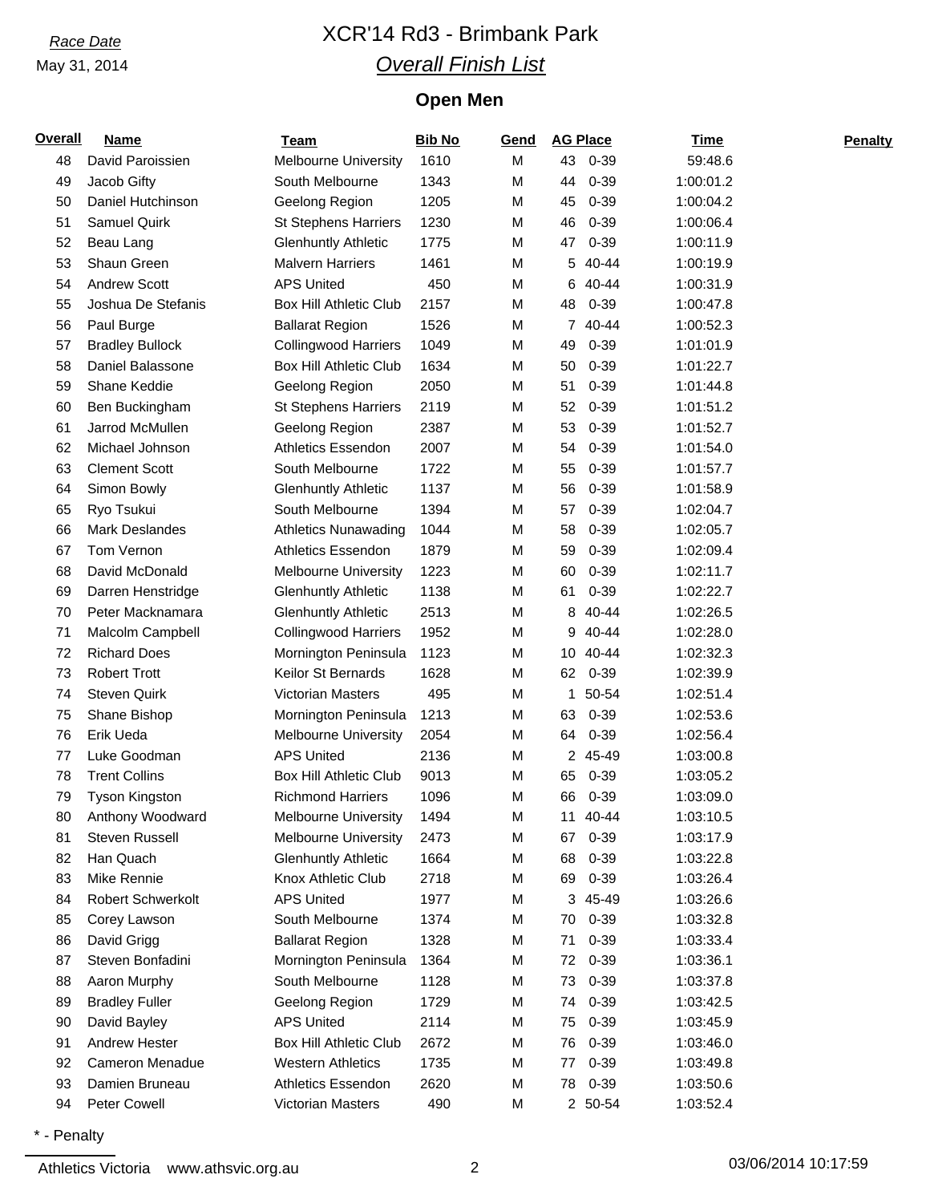*Race Date*

May 31, 2014

# XCR'14 Rd3 - Brimbank Park

## *Overall Finish List*

### Open Men

| Overall | Name | Team | Bib No | Gend | AG Place | | Time | Penalty |
|---|---|---|---|---|---|---|---|---|
| 48 | David Paroissien | Melbourne University | 1610 | M | 43 | 0-39 | 59:48.6 | |
| 49 | Jacob Gifty | South Melbourne | 1343 | M | 44 | 0-39 | 1:00:01.2 | |
| 50 | Daniel Hutchinson | Geelong Region | 1205 | M | 45 | 0-39 | 1:00:04.2 | |
| 51 | Samuel Quirk | St Stephens Harriers | 1230 | M | 46 | 0-39 | 1:00:06.4 | |
| 52 | Beau Lang | Glenhuntly Athletic | 1775 | M | 47 | 0-39 | 1:00:11.9 | |
| 53 | Shaun Green | Malvern Harriers | 1461 | M | 5 | 40-44 | 1:00:19.9 | |
| 54 | Andrew Scott | APS United | 450 | M | 6 | 40-44 | 1:00:31.9 | |
| 55 | Joshua De Stefanis | Box Hill Athletic Club | 2157 | M | 48 | 0-39 | 1:00:47.8 | |
| 56 | Paul Burge | Ballarat Region | 1526 | M | 7 | 40-44 | 1:00:52.3 | |
| 57 | Bradley Bullock | Collingwood Harriers | 1049 | M | 49 | 0-39 | 1:01:01.9 | |
| 58 | Daniel Balassone | Box Hill Athletic Club | 1634 | M | 50 | 0-39 | 1:01:22.7 | |
| 59 | Shane Keddie | Geelong Region | 2050 | M | 51 | 0-39 | 1:01:44.8 | |
| 60 | Ben Buckingham | St Stephens Harriers | 2119 | M | 52 | 0-39 | 1:01:51.2 | |
| 61 | Jarrod McMullen | Geelong Region | 2387 | M | 53 | 0-39 | 1:01:52.7 | |
| 62 | Michael Johnson | Athletics Essendon | 2007 | M | 54 | 0-39 | 1:01:54.0 | |
| 63 | Clement Scott | South Melbourne | 1722 | M | 55 | 0-39 | 1:01:57.7 | |
| 64 | Simon Bowly | Glenhuntly Athletic | 1137 | M | 56 | 0-39 | 1:01:58.9 | |
| 65 | Ryo Tsukui | South Melbourne | 1394 | M | 57 | 0-39 | 1:02:04.7 | |
| 66 | Mark Deslandes | Athletics Nunawading | 1044 | M | 58 | 0-39 | 1:02:05.7 | |
| 67 | Tom Vernon | Athletics Essendon | 1879 | M | 59 | 0-39 | 1:02:09.4 | |
| 68 | David McDonald | Melbourne University | 1223 | M | 60 | 0-39 | 1:02:11.7 | |
| 69 | Darren Henstridge | Glenhuntly Athletic | 1138 | M | 61 | 0-39 | 1:02:22.7 | |
| 70 | Peter Macknamara | Glenhuntly Athletic | 2513 | M | 8 | 40-44 | 1:02:26.5 | |
| 71 | Malcolm Campbell | Collingwood Harriers | 1952 | M | 9 | 40-44 | 1:02:28.0 | |
| 72 | Richard Does | Mornington Peninsula | 1123 | M | 10 | 40-44 | 1:02:32.3 | |
| 73 | Robert Trott | Keilor St Bernards | 1628 | M | 62 | 0-39 | 1:02:39.9 | |
| 74 | Steven Quirk | Victorian Masters | 495 | M | 1 | 50-54 | 1:02:51.4 | |
| 75 | Shane Bishop | Mornington Peninsula | 1213 | M | 63 | 0-39 | 1:02:53.6 | |
| 76 | Erik Ueda | Melbourne University | 2054 | M | 64 | 0-39 | 1:02:56.4 | |
| 77 | Luke Goodman | APS United | 2136 | M | 2 | 45-49 | 1:03:00.8 | |
| 78 | Trent Collins | Box Hill Athletic Club | 9013 | M | 65 | 0-39 | 1:03:05.2 | |
| 79 | Tyson Kingston | Richmond Harriers | 1096 | M | 66 | 0-39 | 1:03:09.0 | |
| 80 | Anthony Woodward | Melbourne University | 1494 | M | 11 | 40-44 | 1:03:10.5 | |
| 81 | Steven Russell | Melbourne University | 2473 | M | 67 | 0-39 | 1:03:17.9 | |
| 82 | Han Quach | Glenhuntly Athletic | 1664 | M | 68 | 0-39 | 1:03:22.8 | |
| 83 | Mike Rennie | Knox Athletic Club | 2718 | M | 69 | 0-39 | 1:03:26.4 | |
| 84 | Robert Schwerkolt | APS United | 1977 | M | 3 | 45-49 | 1:03:26.6 | |
| 85 | Corey Lawson | South Melbourne | 1374 | M | 70 | 0-39 | 1:03:32.8 | |
| 86 | David Grigg | Ballarat Region | 1328 | M | 71 | 0-39 | 1:03:33.4 | |
| 87 | Steven Bonfadini | Mornington Peninsula | 1364 | M | 72 | 0-39 | 1:03:36.1 | |
| 88 | Aaron Murphy | South Melbourne | 1128 | M | 73 | 0-39 | 1:03:37.8 | |
| 89 | Bradley Fuller | Geelong Region | 1729 | M | 74 | 0-39 | 1:03:42.5 | |
| 90 | David Bayley | APS United | 2114 | M | 75 | 0-39 | 1:03:45.9 | |
| 91 | Andrew Hester | Box Hill Athletic Club | 2672 | M | 76 | 0-39 | 1:03:46.0 | |
| 92 | Cameron Menadue | Western Athletics | 1735 | M | 77 | 0-39 | 1:03:49.8 | |
| 93 | Damien Bruneau | Athletics Essendon | 2620 | M | 78 | 0-39 | 1:03:50.6 | |
| 94 | Peter Cowell | Victorian Masters | 490 | M | 2 | 50-54 | 1:03:52.4 | |

* - Penalty

Athletics Victoria www.athsvic.org.au 03/06/2014 10:17:59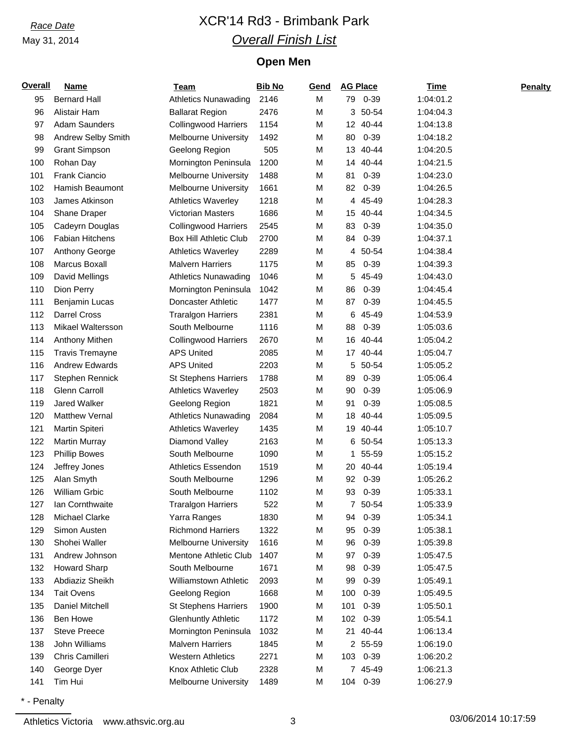*Race Date*

May 31, 2014

# XCR'14 Rd3 - Brimbank Park

## *Overall Finish List*

### Open Men

| Overall | Name | Team | Bib No | Gend | AG Place | | Time | Penalty |
|---|---|---|---|---|---|---|---|---|
| 95 | Bernard Hall | Athletics Nunawading | 2146 | M | 79 | 0-39 | 1:04:01.2 | |
| 96 | Alistair Ham | Ballarat Region | 2476 | M | 3 | 50-54 | 1:04:04.3 | |
| 97 | Adam Saunders | Collingwood Harriers | 1154 | M | 12 | 40-44 | 1:04:13.8 | |
| 98 | Andrew Selby Smith | Melbourne University | 1492 | M | 80 | 0-39 | 1:04:18.2 | |
| 99 | Grant Simpson | Geelong Region | 505 | M | 13 | 40-44 | 1:04:20.5 | |
| 100 | Rohan Day | Mornington Peninsula | 1200 | M | 14 | 40-44 | 1:04:21.5 | |
| 101 | Frank Ciancio | Melbourne University | 1488 | M | 81 | 0-39 | 1:04:23.0 | |
| 102 | Hamish Beaumont | Melbourne University | 1661 | M | 82 | 0-39 | 1:04:26.5 | |
| 103 | James Atkinson | Athletics Waverley | 1218 | M | 4 | 45-49 | 1:04:28.3 | |
| 104 | Shane Draper | Victorian Masters | 1686 | M | 15 | 40-44 | 1:04:34.5 | |
| 105 | Cadeyrn Douglas | Collingwood Harriers | 2545 | M | 83 | 0-39 | 1:04:35.0 | |
| 106 | Fabian Hitchens | Box Hill Athletic Club | 2700 | M | 84 | 0-39 | 1:04:37.1 | |
| 107 | Anthony George | Athletics Waverley | 2289 | M | 4 | 50-54 | 1:04:38.4 | |
| 108 | Marcus Boxall | Malvern Harriers | 1175 | M | 85 | 0-39 | 1:04:39.3 | |
| 109 | David Mellings | Athletics Nunawading | 1046 | M | 5 | 45-49 | 1:04:43.0 | |
| 110 | Dion Perry | Mornington Peninsula | 1042 | M | 86 | 0-39 | 1:04:45.4 | |
| 111 | Benjamin Lucas | Doncaster Athletic | 1477 | M | 87 | 0-39 | 1:04:45.5 | |
| 112 | Darrel Cross | Traralgon Harriers | 2381 | M | 6 | 45-49 | 1:04:53.9 | |
| 113 | Mikael Waltersson | South Melbourne | 1116 | M | 88 | 0-39 | 1:05:03.6 | |
| 114 | Anthony Mithen | Collingwood Harriers | 2670 | M | 16 | 40-44 | 1:05:04.2 | |
| 115 | Travis Tremayne | APS United | 2085 | M | 17 | 40-44 | 1:05:04.7 | |
| 116 | Andrew Edwards | APS United | 2203 | M | 5 | 50-54 | 1:05:05.2 | |
| 117 | Stephen Rennick | St Stephens Harriers | 1788 | M | 89 | 0-39 | 1:05:06.4 | |
| 118 | Glenn Carroll | Athletics Waverley | 2503 | M | 90 | 0-39 | 1:05:06.9 | |
| 119 | Jared Walker | Geelong Region | 1821 | M | 91 | 0-39 | 1:05:08.5 | |
| 120 | Matthew Vernal | Athletics Nunawading | 2084 | M | 18 | 40-44 | 1:05:09.5 | |
| 121 | Martin Spiteri | Athletics Waverley | 1435 | M | 19 | 40-44 | 1:05:10.7 | |
| 122 | Martin Murray | Diamond Valley | 2163 | M | 6 | 50-54 | 1:05:13.3 | |
| 123 | Phillip Bowes | South Melbourne | 1090 | M | 1 | 55-59 | 1:05:15.2 | |
| 124 | Jeffrey Jones | Athletics Essendon | 1519 | M | 20 | 40-44 | 1:05:19.4 | |
| 125 | Alan Smyth | South Melbourne | 1296 | M | 92 | 0-39 | 1:05:26.2 | |
| 126 | William Grbic | South Melbourne | 1102 | M | 93 | 0-39 | 1:05:33.1 | |
| 127 | Ian Cornthwaite | Traralgon Harriers | 522 | M | 7 | 50-54 | 1:05:33.9 | |
| 128 | Michael Clarke | Yarra Ranges | 1830 | M | 94 | 0-39 | 1:05:34.1 | |
| 129 | Simon Austen | Richmond Harriers | 1322 | M | 95 | 0-39 | 1:05:38.1 | |
| 130 | Shohei Waller | Melbourne University | 1616 | M | 96 | 0-39 | 1:05:39.8 | |
| 131 | Andrew Johnson | Mentone Athletic Club | 1407 | M | 97 | 0-39 | 1:05:47.5 | |
| 132 | Howard Sharp | South Melbourne | 1671 | M | 98 | 0-39 | 1:05:47.5 | |
| 133 | Abdiaziz Sheikh | Williamstown Athletic | 2093 | M | 99 | 0-39 | 1:05:49.1 | |
| 134 | Tait Ovens | Geelong Region | 1668 | M | 100 | 0-39 | 1:05:49.5 | |
| 135 | Daniel Mitchell | St Stephens Harriers | 1900 | M | 101 | 0-39 | 1:05:50.1 | |
| 136 | Ben Howe | Glenhuntly Athletic | 1172 | M | 102 | 0-39 | 1:05:54.1 | |
| 137 | Steve Preece | Mornington Peninsula | 1032 | M | 21 | 40-44 | 1:06:13.4 | |
| 138 | John Williams | Malvern Harriers | 1845 | M | 2 | 55-59 | 1:06:19.0 | |
| 139 | Chris Camilleri | Western Athletics | 2271 | M | 103 | 0-39 | 1:06:20.2 | |
| 140 | George Dyer | Knox Athletic Club | 2328 | M | 7 | 45-49 | 1:06:21.3 | |
| 141 | Tim Hui | Melbourne University | 1489 | M | 104 | 0-39 | 1:06:27.9 | |

* - Penalty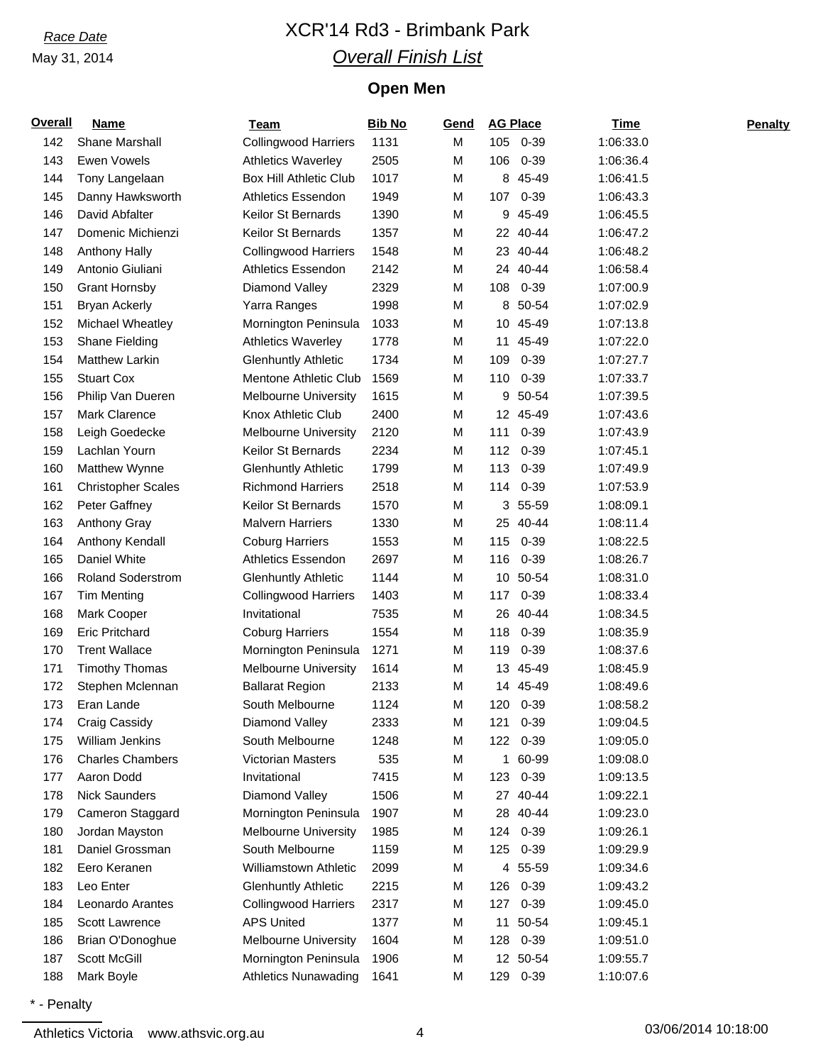Race Date

May 31, 2014

# XCR'14 Rd3 - Brimbank Park

## Overall Finish List

### Open Men

| Overall | Name | Team | Bib No | Gend | AG Place | | Time | Penalty |
|---|---|---|---|---|---|---|---|---|
| 142 | Shane Marshall | Collingwood Harriers | 1131 | M | 105 | 0-39 | 1:06:33.0 | |
| 143 | Ewen Vowels | Athletics Waverley | 2505 | M | 106 | 0-39 | 1:06:36.4 | |
| 144 | Tony Langelaan | Box Hill Athletic Club | 1017 | M | 8 | 45-49 | 1:06:41.5 | |
| 145 | Danny Hawksworth | Athletics Essendon | 1949 | M | 107 | 0-39 | 1:06:43.3 | |
| 146 | David Abfalter | Keilor St Bernards | 1390 | M | 9 | 45-49 | 1:06:45.5 | |
| 147 | Domenic Michienzi | Keilor St Bernards | 1357 | M | 22 | 40-44 | 1:06:47.2 | |
| 148 | Anthony Hally | Collingwood Harriers | 1548 | M | 23 | 40-44 | 1:06:48.2 | |
| 149 | Antonio Giuliani | Athletics Essendon | 2142 | M | 24 | 40-44 | 1:06:58.4 | |
| 150 | Grant Hornsby | Diamond Valley | 2329 | M | 108 | 0-39 | 1:07:00.9 | |
| 151 | Bryan Ackerly | Yarra Ranges | 1998 | M | 8 | 50-54 | 1:07:02.9 | |
| 152 | Michael Wheatley | Mornington Peninsula | 1033 | M | 10 | 45-49 | 1:07:13.8 | |
| 153 | Shane Fielding | Athletics Waverley | 1778 | M | 11 | 45-49 | 1:07:22.0 | |
| 154 | Matthew Larkin | Glenhuntly Athletic | 1734 | M | 109 | 0-39 | 1:07:27.7 | |
| 155 | Stuart Cox | Mentone Athletic Club | 1569 | M | 110 | 0-39 | 1:07:33.7 | |
| 156 | Philip Van Dueren | Melbourne University | 1615 | M | 9 | 50-54 | 1:07:39.5 | |
| 157 | Mark Clarence | Knox Athletic Club | 2400 | M | 12 | 45-49 | 1:07:43.6 | |
| 158 | Leigh Goedecke | Melbourne University | 2120 | M | 111 | 0-39 | 1:07:43.9 | |
| 159 | Lachlan Yourn | Keilor St Bernards | 2234 | M | 112 | 0-39 | 1:07:45.1 | |
| 160 | Matthew Wynne | Glenhuntly Athletic | 1799 | M | 113 | 0-39 | 1:07:49.9 | |
| 161 | Christopher Scales | Richmond Harriers | 2518 | M | 114 | 0-39 | 1:07:53.9 | |
| 162 | Peter Gaffney | Keilor St Bernards | 1570 | M | 3 | 55-59 | 1:08:09.1 | |
| 163 | Anthony Gray | Malvern Harriers | 1330 | M | 25 | 40-44 | 1:08:11.4 | |
| 164 | Anthony Kendall | Coburg Harriers | 1553 | M | 115 | 0-39 | 1:08:22.5 | |
| 165 | Daniel White | Athletics Essendon | 2697 | M | 116 | 0-39 | 1:08:26.7 | |
| 166 | Roland Soderstrom | Glenhuntly Athletic | 1144 | M | 10 | 50-54 | 1:08:31.0 | |
| 167 | Tim Menting | Collingwood Harriers | 1403 | M | 117 | 0-39 | 1:08:33.4 | |
| 168 | Mark Cooper | Invitational | 7535 | M | 26 | 40-44 | 1:08:34.5 | |
| 169 | Eric Pritchard | Coburg Harriers | 1554 | M | 118 | 0-39 | 1:08:35.9 | |
| 170 | Trent Wallace | Mornington Peninsula | 1271 | M | 119 | 0-39 | 1:08:37.6 | |
| 171 | Timothy Thomas | Melbourne University | 1614 | M | 13 | 45-49 | 1:08:45.9 | |
| 172 | Stephen Mclennan | Ballarat Region | 2133 | M | 14 | 45-49 | 1:08:49.6 | |
| 173 | Eran Lande | South Melbourne | 1124 | M | 120 | 0-39 | 1:08:58.2 | |
| 174 | Craig Cassidy | Diamond Valley | 2333 | M | 121 | 0-39 | 1:09:04.5 | |
| 175 | William Jenkins | South Melbourne | 1248 | M | 122 | 0-39 | 1:09:05.0 | |
| 176 | Charles Chambers | Victorian Masters | 535 | M | 1 | 60-99 | 1:09:08.0 | |
| 177 | Aaron Dodd | Invitational | 7415 | M | 123 | 0-39 | 1:09:13.5 | |
| 178 | Nick Saunders | Diamond Valley | 1506 | M | 27 | 40-44 | 1:09:22.1 | |
| 179 | Cameron Staggard | Mornington Peninsula | 1907 | M | 28 | 40-44 | 1:09:23.0 | |
| 180 | Jordan Mayston | Melbourne University | 1985 | M | 124 | 0-39 | 1:09:26.1 | |
| 181 | Daniel Grossman | South Melbourne | 1159 | M | 125 | 0-39 | 1:09:29.9 | |
| 182 | Eero Keranen | Williamstown Athletic | 2099 | M | 4 | 55-59 | 1:09:34.6 | |
| 183 | Leo Enter | Glenhuntly Athletic | 2215 | M | 126 | 0-39 | 1:09:43.2 | |
| 184 | Leonardo Arantes | Collingwood Harriers | 2317 | M | 127 | 0-39 | 1:09:45.0 | |
| 185 | Scott Lawrence | APS United | 1377 | M | 11 | 50-54 | 1:09:45.1 | |
| 186 | Brian O'Donoghue | Melbourne University | 1604 | M | 128 | 0-39 | 1:09:51.0 | |
| 187 | Scott McGill | Mornington Peninsula | 1906 | M | 12 | 50-54 | 1:09:55.7 | |
| 188 | Mark Boyle | Athletics Nunawading | 1641 | M | 129 | 0-39 | 1:10:07.6 | |

* - Penalty

Athletics Victoria www.athsvic.org.au 03/06/2014 10:18:00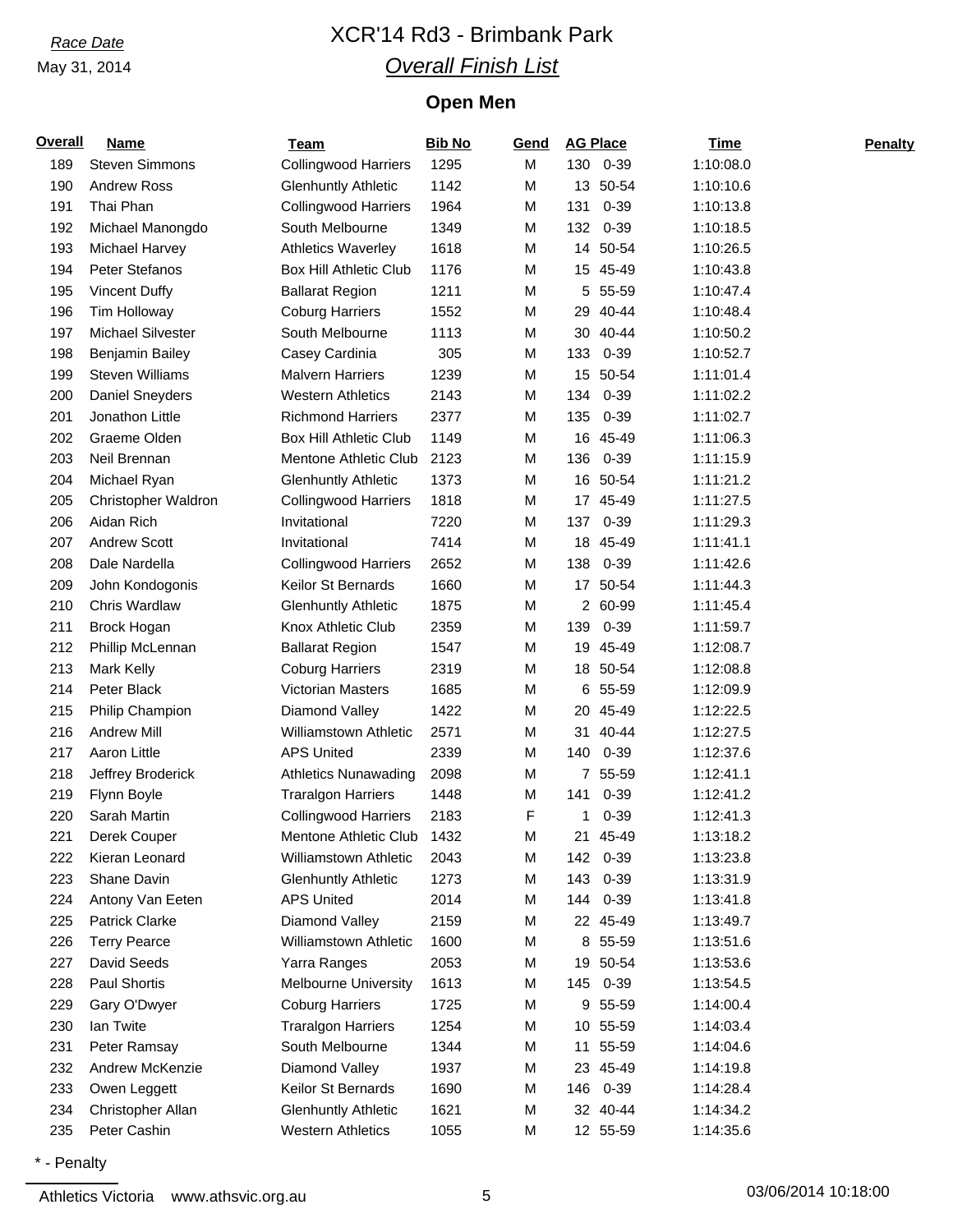*Race Date*
May 31, 2014

# XCR'14 Rd3 - Brimbank Park

## *Overall Finish List*

### Open Men

| Overall | Name | Team | Bib No | Gend | AG Place | | Time | Penalty |
|---|---|---|---|---|---|---|---|---|
| 189 | Steven Simmons | Collingwood Harriers | 1295 | M | 130 | 0-39 | 1:10:08.0 | |
| 190 | Andrew Ross | Glenhuntly Athletic | 1142 | M | 13 | 50-54 | 1:10:10.6 | |
| 191 | Thai Phan | Collingwood Harriers | 1964 | M | 131 | 0-39 | 1:10:13.8 | |
| 192 | Michael Manongdo | South Melbourne | 1349 | M | 132 | 0-39 | 1:10:18.5 | |
| 193 | Michael Harvey | Athletics Waverley | 1618 | M | 14 | 50-54 | 1:10:26.5 | |
| 194 | Peter Stefanos | Box Hill Athletic Club | 1176 | M | 15 | 45-49 | 1:10:43.8 | |
| 195 | Vincent Duffy | Ballarat Region | 1211 | M | 5 | 55-59 | 1:10:47.4 | |
| 196 | Tim Holloway | Coburg Harriers | 1552 | M | 29 | 40-44 | 1:10:48.4 | |
| 197 | Michael Silvester | South Melbourne | 1113 | M | 30 | 40-44 | 1:10:50.2 | |
| 198 | Benjamin Bailey | Casey Cardinia | 305 | M | 133 | 0-39 | 1:10:52.7 | |
| 199 | Steven Williams | Malvern Harriers | 1239 | M | 15 | 50-54 | 1:11:01.4 | |
| 200 | Daniel Sneyders | Western Athletics | 2143 | M | 134 | 0-39 | 1:11:02.2 | |
| 201 | Jonathon Little | Richmond Harriers | 2377 | M | 135 | 0-39 | 1:11:02.7 | |
| 202 | Graeme Olden | Box Hill Athletic Club | 1149 | M | 16 | 45-49 | 1:11:06.3 | |
| 203 | Neil Brennan | Mentone Athletic Club | 2123 | M | 136 | 0-39 | 1:11:15.9 | |
| 204 | Michael Ryan | Glenhuntly Athletic | 1373 | M | 16 | 50-54 | 1:11:21.2 | |
| 205 | Christopher Waldron | Collingwood Harriers | 1818 | M | 17 | 45-49 | 1:11:27.5 | |
| 206 | Aidan Rich | Invitational | 7220 | M | 137 | 0-39 | 1:11:29.3 | |
| 207 | Andrew Scott | Invitational | 7414 | M | 18 | 45-49 | 1:11:41.1 | |
| 208 | Dale Nardella | Collingwood Harriers | 2652 | M | 138 | 0-39 | 1:11:42.6 | |
| 209 | John Kondogonis | Keilor St Bernards | 1660 | M | 17 | 50-54 | 1:11:44.3 | |
| 210 | Chris Wardlaw | Glenhuntly Athletic | 1875 | M | 2 | 60-99 | 1:11:45.4 | |
| 211 | Brock Hogan | Knox Athletic Club | 2359 | M | 139 | 0-39 | 1:11:59.7 | |
| 212 | Phillip McLennan | Ballarat Region | 1547 | M | 19 | 45-49 | 1:12:08.7 | |
| 213 | Mark Kelly | Coburg Harriers | 2319 | M | 18 | 50-54 | 1:12:08.8 | |
| 214 | Peter Black | Victorian Masters | 1685 | M | 6 | 55-59 | 1:12:09.9 | |
| 215 | Philip Champion | Diamond Valley | 1422 | M | 20 | 45-49 | 1:12:22.5 | |
| 216 | Andrew Mill | Williamstown Athletic | 2571 | M | 31 | 40-44 | 1:12:27.5 | |
| 217 | Aaron Little | APS United | 2339 | M | 140 | 0-39 | 1:12:37.6 | |
| 218 | Jeffrey Broderick | Athletics Nunawading | 2098 | M | 7 | 55-59 | 1:12:41.1 | |
| 219 | Flynn Boyle | Traralgon Harriers | 1448 | M | 141 | 0-39 | 1:12:41.2 | |
| 220 | Sarah Martin | Collingwood Harriers | 2183 | F | 1 | 0-39 | 1:12:41.3 | |
| 221 | Derek Couper | Mentone Athletic Club | 1432 | M | 21 | 45-49 | 1:13:18.2 | |
| 222 | Kieran Leonard | Williamstown Athletic | 2043 | M | 142 | 0-39 | 1:13:23.8 | |
| 223 | Shane Davin | Glenhuntly Athletic | 1273 | M | 143 | 0-39 | 1:13:31.9 | |
| 224 | Antony Van Eeten | APS United | 2014 | M | 144 | 0-39 | 1:13:41.8 | |
| 225 | Patrick Clarke | Diamond Valley | 2159 | M | 22 | 45-49 | 1:13:49.7 | |
| 226 | Terry Pearce | Williamstown Athletic | 1600 | M | 8 | 55-59 | 1:13:51.6 | |
| 227 | David Seeds | Yarra Ranges | 2053 | M | 19 | 50-54 | 1:13:53.6 | |
| 228 | Paul Shortis | Melbourne University | 1613 | M | 145 | 0-39 | 1:13:54.5 | |
| 229 | Gary O'Dwyer | Coburg Harriers | 1725 | M | 9 | 55-59 | 1:14:00.4 | |
| 230 | Ian Twite | Traralgon Harriers | 1254 | M | 10 | 55-59 | 1:14:03.4 | |
| 231 | Peter Ramsay | South Melbourne | 1344 | M | 11 | 55-59 | 1:14:04.6 | |
| 232 | Andrew McKenzie | Diamond Valley | 1937 | M | 23 | 45-49 | 1:14:19.8 | |
| 233 | Owen Leggett | Keilor St Bernards | 1690 | M | 146 | 0-39 | 1:14:28.4 | |
| 234 | Christopher Allan | Glenhuntly Athletic | 1621 | M | 32 | 40-44 | 1:14:34.2 | |
| 235 | Peter Cashin | Western Athletics | 1055 | M | 12 | 55-59 | 1:14:35.6 | |

\* - Penalty

Athletics Victoria www.athsvic.org.au 03/06/2014 10:18:00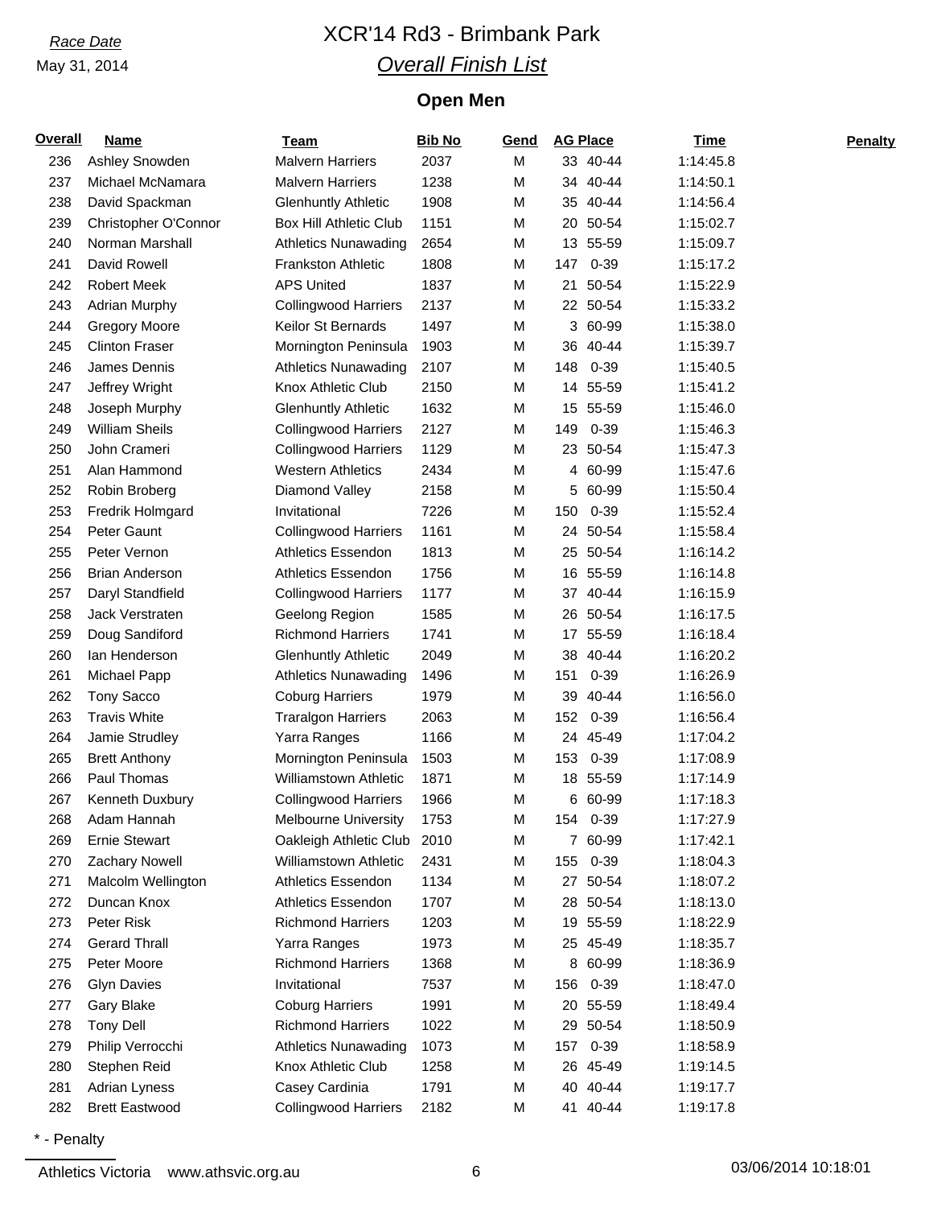Race Date

May 31, 2014

# XCR'14 Rd3 - Brimbank Park

## *Overall Finish List*

### Open Men

| Overall | Name | Team | Bib No | Gend | AG Place | | Time | Penalty |
|---|---|---|---|---|---|---|---|---|
| 236 | Ashley Snowden | Malvern Harriers | 2037 | M | 33 | 40-44 | 1:14:45.8 | |
| 237 | Michael McNamara | Malvern Harriers | 1238 | M | 34 | 40-44 | 1:14:50.1 | |
| 238 | David Spackman | Glenhuntly Athletic | 1908 | M | 35 | 40-44 | 1:14:56.4 | |
| 239 | Christopher O'Connor | Box Hill Athletic Club | 1151 | M | 20 | 50-54 | 1:15:02.7 | |
| 240 | Norman Marshall | Athletics Nunawading | 2654 | M | 13 | 55-59 | 1:15:09.7 | |
| 241 | David Rowell | Frankston Athletic | 1808 | M | 147 | 0-39 | 1:15:17.2 | |
| 242 | Robert Meek | APS United | 1837 | M | 21 | 50-54 | 1:15:22.9 | |
| 243 | Adrian Murphy | Collingwood Harriers | 2137 | M | 22 | 50-54 | 1:15:33.2 | |
| 244 | Gregory Moore | Keilor St Bernards | 1497 | M | 3 | 60-99 | 1:15:38.0 | |
| 245 | Clinton Fraser | Mornington Peninsula | 1903 | M | 36 | 40-44 | 1:15:39.7 | |
| 246 | James Dennis | Athletics Nunawading | 2107 | M | 148 | 0-39 | 1:15:40.5 | |
| 247 | Jeffrey Wright | Knox Athletic Club | 2150 | M | 14 | 55-59 | 1:15:41.2 | |
| 248 | Joseph Murphy | Glenhuntly Athletic | 1632 | M | 15 | 55-59 | 1:15:46.0 | |
| 249 | William Sheils | Collingwood Harriers | 2127 | M | 149 | 0-39 | 1:15:46.3 | |
| 250 | John Crameri | Collingwood Harriers | 1129 | M | 23 | 50-54 | 1:15:47.3 | |
| 251 | Alan Hammond | Western Athletics | 2434 | M | 4 | 60-99 | 1:15:47.6 | |
| 252 | Robin Broberg | Diamond Valley | 2158 | M | 5 | 60-99 | 1:15:50.4 | |
| 253 | Fredrik Holmgard | Invitational | 7226 | M | 150 | 0-39 | 1:15:52.4 | |
| 254 | Peter Gaunt | Collingwood Harriers | 1161 | M | 24 | 50-54 | 1:15:58.4 | |
| 255 | Peter Vernon | Athletics Essendon | 1813 | M | 25 | 50-54 | 1:16:14.2 | |
| 256 | Brian Anderson | Athletics Essendon | 1756 | M | 16 | 55-59 | 1:16:14.8 | |
| 257 | Daryl Standfield | Collingwood Harriers | 1177 | M | 37 | 40-44 | 1:16:15.9 | |
| 258 | Jack Verstraten | Geelong Region | 1585 | M | 26 | 50-54 | 1:16:17.5 | |
| 259 | Doug Sandiford | Richmond Harriers | 1741 | M | 17 | 55-59 | 1:16:18.4 | |
| 260 | Ian Henderson | Glenhuntly Athletic | 2049 | M | 38 | 40-44 | 1:16:20.2 | |
| 261 | Michael Papp | Athletics Nunawading | 1496 | M | 151 | 0-39 | 1:16:26.9 | |
| 262 | Tony Sacco | Coburg Harriers | 1979 | M | 39 | 40-44 | 1:16:56.0 | |
| 263 | Travis White | Traralgon Harriers | 2063 | M | 152 | 0-39 | 1:16:56.4 | |
| 264 | Jamie Strudley | Yarra Ranges | 1166 | M | 24 | 45-49 | 1:17:04.2 | |
| 265 | Brett Anthony | Mornington Peninsula | 1503 | M | 153 | 0-39 | 1:17:08.9 | |
| 266 | Paul Thomas | Williamstown Athletic | 1871 | M | 18 | 55-59 | 1:17:14.9 | |
| 267 | Kenneth Duxbury | Collingwood Harriers | 1966 | M | 6 | 60-99 | 1:17:18.3 | |
| 268 | Adam Hannah | Melbourne University | 1753 | M | 154 | 0-39 | 1:17:27.9 | |
| 269 | Ernie Stewart | Oakleigh Athletic Club | 2010 | M | 7 | 60-99 | 1:17:42.1 | |
| 270 | Zachary Nowell | Williamstown Athletic | 2431 | M | 155 | 0-39 | 1:18:04.3 | |
| 271 | Malcolm Wellington | Athletics Essendon | 1134 | M | 27 | 50-54 | 1:18:07.2 | |
| 272 | Duncan Knox | Athletics Essendon | 1707 | M | 28 | 50-54 | 1:18:13.0 | |
| 273 | Peter Risk | Richmond Harriers | 1203 | M | 19 | 55-59 | 1:18:22.9 | |
| 274 | Gerard Thrall | Yarra Ranges | 1973 | M | 25 | 45-49 | 1:18:35.7 | |
| 275 | Peter Moore | Richmond Harriers | 1368 | M | 8 | 60-99 | 1:18:36.9 | |
| 276 | Glyn Davies | Invitational | 7537 | M | 156 | 0-39 | 1:18:47.0 | |
| 277 | Gary Blake | Coburg Harriers | 1991 | M | 20 | 55-59 | 1:18:49.4 | |
| 278 | Tony Dell | Richmond Harriers | 1022 | M | 29 | 50-54 | 1:18:50.9 | |
| 279 | Philip Verrocchi | Athletics Nunawading | 1073 | M | 157 | 0-39 | 1:18:58.9 | |
| 280 | Stephen Reid | Knox Athletic Club | 1258 | M | 26 | 45-49 | 1:19:14.5 | |
| 281 | Adrian Lyness | Casey Cardinia | 1791 | M | 40 | 40-44 | 1:19:17.7 | |
| 282 | Brett Eastwood | Collingwood Harriers | 2182 | M | 41 | 40-44 | 1:19:17.8 | |

* - Penalty

Athletics Victoria www.athsvic.org.au 03/06/2014 10:18:01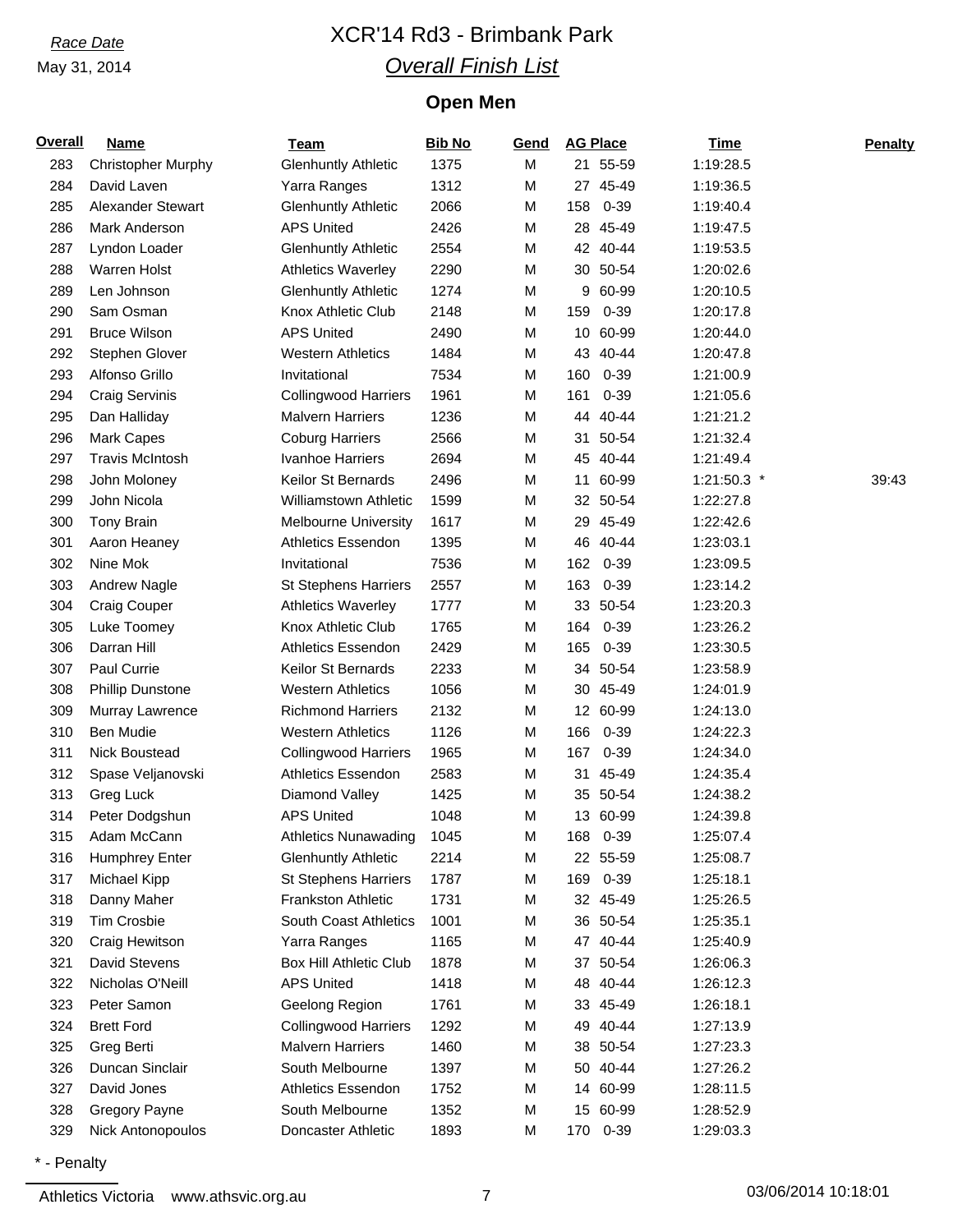*Race Date*
May 31, 2014

# XCR'14 Rd3 - Brimbank Park

## *Overall Finish List*

### Open Men

| Overall | Name | Team | Bib No | Gend | AG Place | | Time | Penalty |
|---|---|---|---|---|---|---|---|---|
| 283 | Christopher Murphy | Glenhuntly Athletic | 1375 | M | 21 | 55-59 | 1:19:28.5 | |
| 284 | David Laven | Yarra Ranges | 1312 | M | 27 | 45-49 | 1:19:36.5 | |
| 285 | Alexander Stewart | Glenhuntly Athletic | 2066 | M | 158 | 0-39 | 1:19:40.4 | |
| 286 | Mark Anderson | APS United | 2426 | M | 28 | 45-49 | 1:19:47.5 | |
| 287 | Lyndon Loader | Glenhuntly Athletic | 2554 | M | 42 | 40-44 | 1:19:53.5 | |
| 288 | Warren Holst | Athletics Waverley | 2290 | M | 30 | 50-54 | 1:20:02.6 | |
| 289 | Len Johnson | Glenhuntly Athletic | 1274 | M | 9 | 60-99 | 1:20:10.5 | |
| 290 | Sam Osman | Knox Athletic Club | 2148 | M | 159 | 0-39 | 1:20:17.8 | |
| 291 | Bruce Wilson | APS United | 2490 | M | 10 | 60-99 | 1:20:44.0 | |
| 292 | Stephen Glover | Western Athletics | 1484 | M | 43 | 40-44 | 1:20:47.8 | |
| 293 | Alfonso Grillo | Invitational | 7534 | M | 160 | 0-39 | 1:21:00.9 | |
| 294 | Craig Servinis | Collingwood Harriers | 1961 | M | 161 | 0-39 | 1:21:05.6 | |
| 295 | Dan Halliday | Malvern Harriers | 1236 | M | 44 | 40-44 | 1:21:21.2 | |
| 296 | Mark Capes | Coburg Harriers | 2566 | M | 31 | 50-54 | 1:21:32.4 | |
| 297 | Travis McIntosh | Ivanhoe Harriers | 2694 | M | 45 | 40-44 | 1:21:49.4 | |
| 298 | John Moloney | Keilor St Bernards | 2496 | M | 11 | 60-99 | 1:21:50.3 * | 39:43 |
| 299 | John Nicola | Williamstown Athletic | 1599 | M | 32 | 50-54 | 1:22:27.8 | |
| 300 | Tony Brain | Melbourne University | 1617 | M | 29 | 45-49 | 1:22:42.6 | |
| 301 | Aaron Heaney | Athletics Essendon | 1395 | M | 46 | 40-44 | 1:23:03.1 | |
| 302 | Nine Mok | Invitational | 7536 | M | 162 | 0-39 | 1:23:09.5 | |
| 303 | Andrew Nagle | St Stephens Harriers | 2557 | M | 163 | 0-39 | 1:23:14.2 | |
| 304 | Craig Couper | Athletics Waverley | 1777 | M | 33 | 50-54 | 1:23:20.3 | |
| 305 | Luke Toomey | Knox Athletic Club | 1765 | M | 164 | 0-39 | 1:23:26.2 | |
| 306 | Darran Hill | Athletics Essendon | 2429 | M | 165 | 0-39 | 1:23:30.5 | |
| 307 | Paul Currie | Keilor St Bernards | 2233 | M | 34 | 50-54 | 1:23:58.9 | |
| 308 | Phillip Dunstone | Western Athletics | 1056 | M | 30 | 45-49 | 1:24:01.9 | |
| 309 | Murray Lawrence | Richmond Harriers | 2132 | M | 12 | 60-99 | 1:24:13.0 | |
| 310 | Ben Mudie | Western Athletics | 1126 | M | 166 | 0-39 | 1:24:22.3 | |
| 311 | Nick Boustead | Collingwood Harriers | 1965 | M | 167 | 0-39 | 1:24:34.0 | |
| 312 | Spase Veljanovski | Athletics Essendon | 2583 | M | 31 | 45-49 | 1:24:35.4 | |
| 313 | Greg Luck | Diamond Valley | 1425 | M | 35 | 50-54 | 1:24:38.2 | |
| 314 | Peter Dodgshun | APS United | 1048 | M | 13 | 60-99 | 1:24:39.8 | |
| 315 | Adam McCann | Athletics Nunawading | 1045 | M | 168 | 0-39 | 1:25:07.4 | |
| 316 | Humphrey Enter | Glenhuntly Athletic | 2214 | M | 22 | 55-59 | 1:25:08.7 | |
| 317 | Michael Kipp | St Stephens Harriers | 1787 | M | 169 | 0-39 | 1:25:18.1 | |
| 318 | Danny Maher | Frankston Athletic | 1731 | M | 32 | 45-49 | 1:25:26.5 | |
| 319 | Tim Crosbie | South Coast Athletics | 1001 | M | 36 | 50-54 | 1:25:35.1 | |
| 320 | Craig Hewitson | Yarra Ranges | 1165 | M | 47 | 40-44 | 1:25:40.9 | |
| 321 | David Stevens | Box Hill Athletic Club | 1878 | M | 37 | 50-54 | 1:26:06.3 | |
| 322 | Nicholas O'Neill | APS United | 1418 | M | 48 | 40-44 | 1:26:12.3 | |
| 323 | Peter Samon | Geelong Region | 1761 | M | 33 | 45-49 | 1:26:18.1 | |
| 324 | Brett Ford | Collingwood Harriers | 1292 | M | 49 | 40-44 | 1:27:13.9 | |
| 325 | Greg Berti | Malvern Harriers | 1460 | M | 38 | 50-54 | 1:27:23.3 | |
| 326 | Duncan Sinclair | South Melbourne | 1397 | M | 50 | 40-44 | 1:27:26.2 | |
| 327 | David Jones | Athletics Essendon | 1752 | M | 14 | 60-99 | 1:28:11.5 | |
| 328 | Gregory Payne | South Melbourne | 1352 | M | 15 | 60-99 | 1:28:52.9 | |
| 329 | Nick Antonopoulos | Doncaster Athletic | 1893 | M | 170 | 0-39 | 1:29:03.3 | |

\* - Penalty

Athletics Victoria www.athsvic.org.au 03/06/2014 10:18:01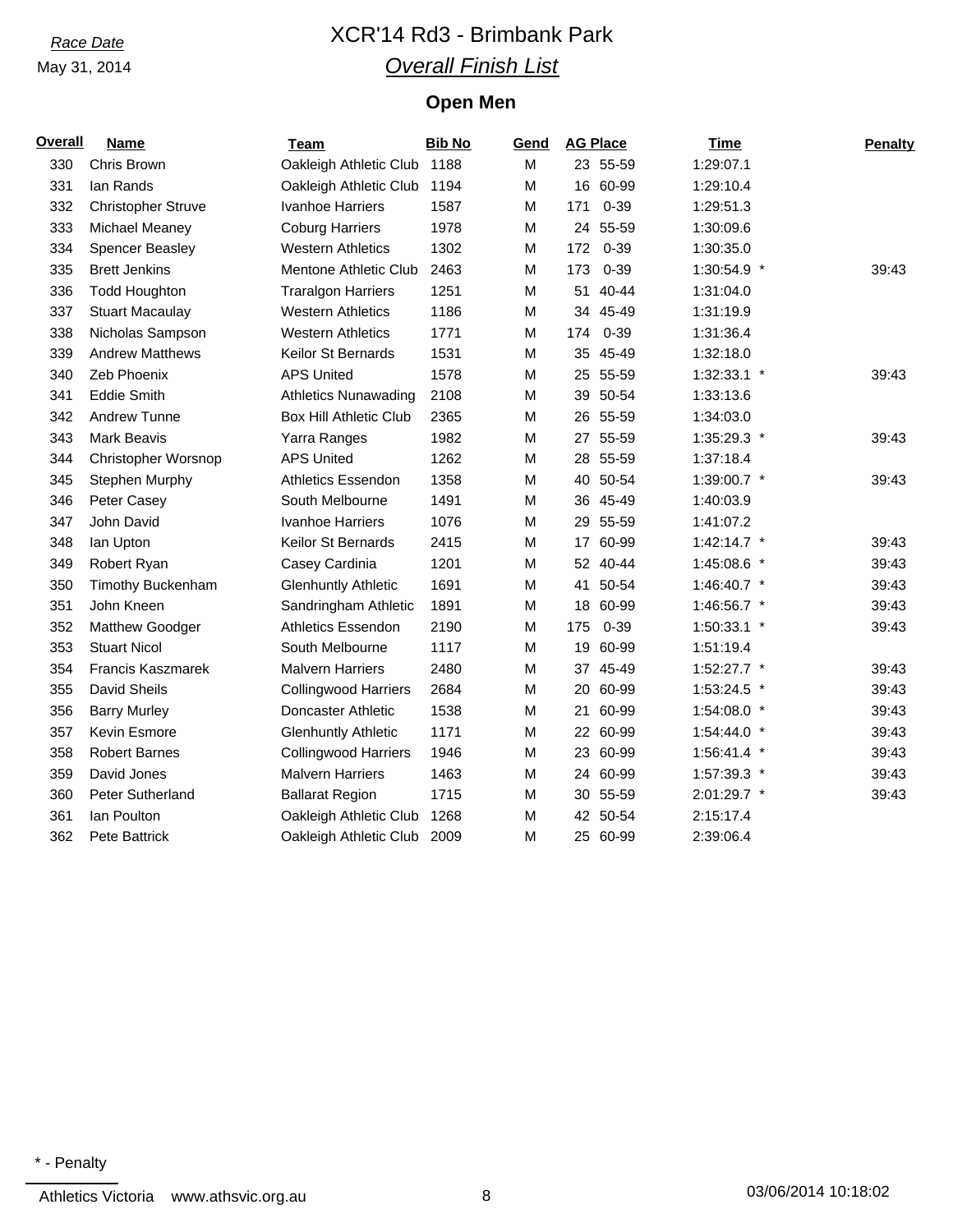*Race Date*
May 31, 2014

# XCR'14 Rd3 - Brimbank Park

## *Overall Finish List*

### Open Men

| Overall | Name | Team | Bib No | Gend | AG Place | Time | Penalty |
|---|---|---|---|---|---|---|---|
| 330 | Chris Brown | Oakleigh Athletic Club | 1188 | M | 23 55-59 | 1:29:07.1 | |
| 331 | Ian Rands | Oakleigh Athletic Club | 1194 | M | 16 60-99 | 1:29:10.4 | |
| 332 | Christopher Struve | Ivanhoe Harriers | 1587 | M | 171 0-39 | 1:29:51.3 | |
| 333 | Michael Meaney | Coburg Harriers | 1978 | M | 24 55-59 | 1:30:09.6 | |
| 334 | Spencer Beasley | Western Athletics | 1302 | M | 172 0-39 | 1:30:35.0 | |
| 335 | Brett Jenkins | Mentone Athletic Club | 2463 | M | 173 0-39 | 1:30:54.9 * | 39:43 |
| 336 | Todd Houghton | Traralgon Harriers | 1251 | M | 51 40-44 | 1:31:04.0 | |
| 337 | Stuart Macaulay | Western Athletics | 1186 | M | 34 45-49 | 1:31:19.9 | |
| 338 | Nicholas Sampson | Western Athletics | 1771 | M | 174 0-39 | 1:31:36.4 | |
| 339 | Andrew Matthews | Keilor St Bernards | 1531 | M | 35 45-49 | 1:32:18.0 | |
| 340 | Zeb Phoenix | APS United | 1578 | M | 25 55-59 | 1:32:33.1 * | 39:43 |
| 341 | Eddie Smith | Athletics Nunawading | 2108 | M | 39 50-54 | 1:33:13.6 | |
| 342 | Andrew Tunne | Box Hill Athletic Club | 2365 | M | 26 55-59 | 1:34:03.0 | |
| 343 | Mark Beavis | Yarra Ranges | 1982 | M | 27 55-59 | 1:35:29.3 * | 39:43 |
| 344 | Christopher Worsnop | APS United | 1262 | M | 28 55-59 | 1:37:18.4 | |
| 345 | Stephen Murphy | Athletics Essendon | 1358 | M | 40 50-54 | 1:39:00.7 * | 39:43 |
| 346 | Peter Casey | South Melbourne | 1491 | M | 36 45-49 | 1:40:03.9 | |
| 347 | John David | Ivanhoe Harriers | 1076 | M | 29 55-59 | 1:41:07.2 | |
| 348 | Ian Upton | Keilor St Bernards | 2415 | M | 17 60-99 | 1:42:14.7 * | 39:43 |
| 349 | Robert Ryan | Casey Cardinia | 1201 | M | 52 40-44 | 1:45:08.6 * | 39:43 |
| 350 | Timothy Buckenham | Glenhuntly Athletic | 1691 | M | 41 50-54 | 1:46:40.7 * | 39:43 |
| 351 | John Kneen | Sandringham Athletic | 1891 | M | 18 60-99 | 1:46:56.7 * | 39:43 |
| 352 | Matthew Goodger | Athletics Essendon | 2190 | M | 175 0-39 | 1:50:33.1 * | 39:43 |
| 353 | Stuart Nicol | South Melbourne | 1117 | M | 19 60-99 | 1:51:19.4 | |
| 354 | Francis Kaszmarek | Malvern Harriers | 2480 | M | 37 45-49 | 1:52:27.7 * | 39:43 |
| 355 | David Sheils | Collingwood Harriers | 2684 | M | 20 60-99 | 1:53:24.5 * | 39:43 |
| 356 | Barry Murley | Doncaster Athletic | 1538 | M | 21 60-99 | 1:54:08.0 * | 39:43 |
| 357 | Kevin Esmore | Glenhuntly Athletic | 1171 | M | 22 60-99 | 1:54:44.0 * | 39:43 |
| 358 | Robert Barnes | Collingwood Harriers | 1946 | M | 23 60-99 | 1:56:41.4 * | 39:43 |
| 359 | David Jones | Malvern Harriers | 1463 | M | 24 60-99 | 1:57:39.3 * | 39:43 |
| 360 | Peter Sutherland | Ballarat Region | 1715 | M | 30 55-59 | 2:01:29.7 * | 39:43 |
| 361 | Ian Poulton | Oakleigh Athletic Club | 1268 | M | 42 50-54 | 2:15:17.4 | |
| 362 | Pete Battrick | Oakleigh Athletic Club | 2009 | M | 25 60-99 | 2:39:06.4 | |

\* - Penalty

Athletics Victoria www.athsvic.org.au 03/06/2014 10:18:02